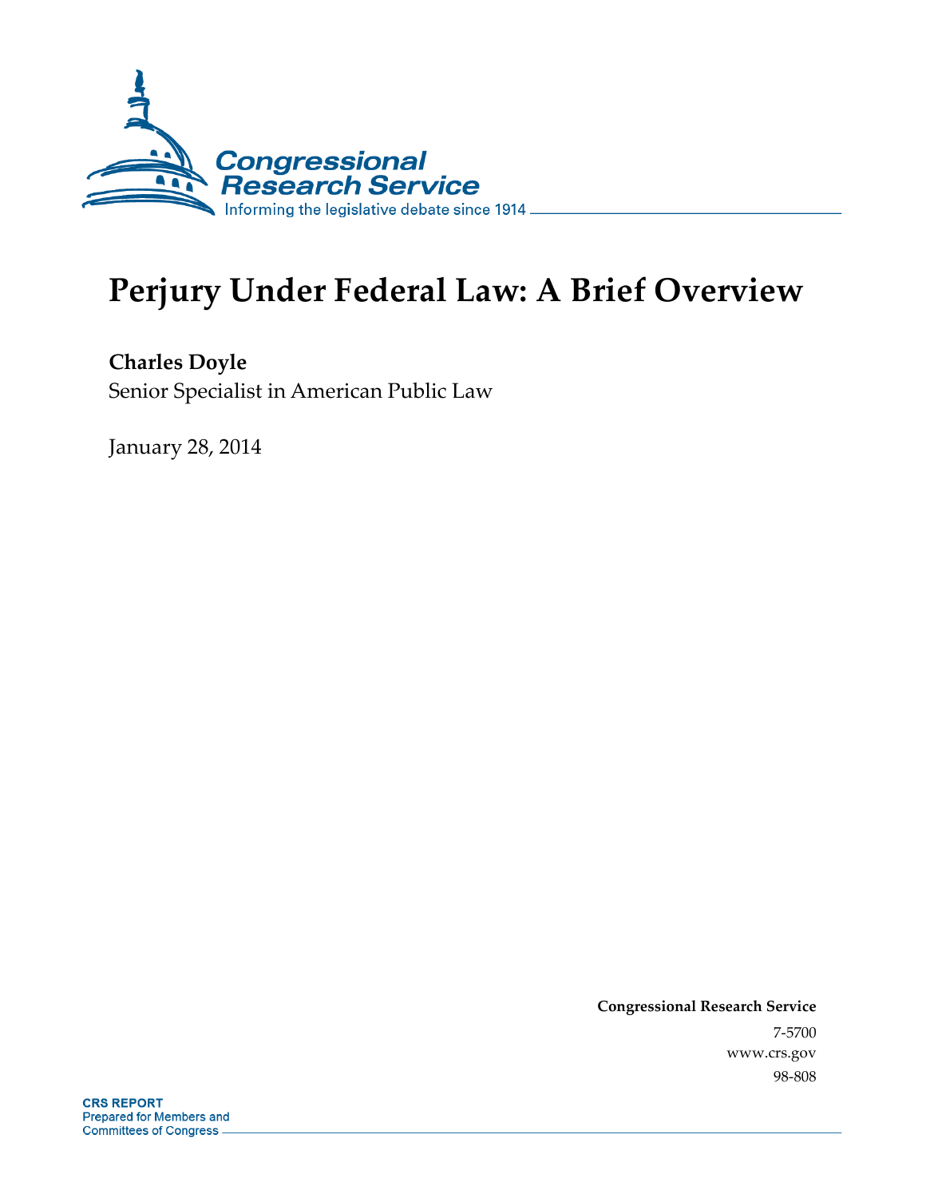Congressional Research Service

Informing the legislative debate since 1914

# Perjury Under Federal Law: A Brief Overview

**Charles Doyle**

Senior Specialist in American Public Law

January 28, 2014

**Congressional Research Service**

7-5700

www.crs.gov

98-808

**CRS REPORT**

Prepared for Members and Committees of Congress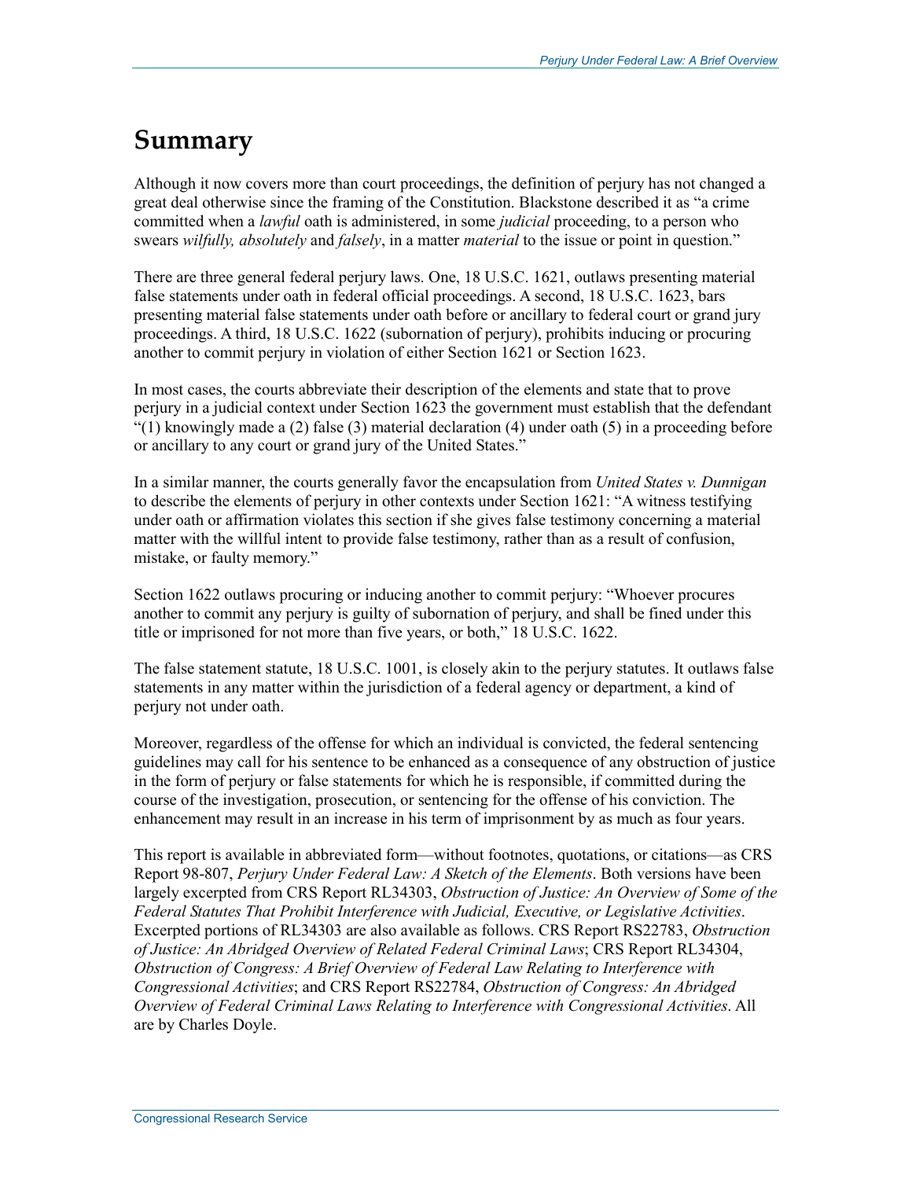# Summary

Although it now covers more than court proceedings, the definition of perjury has not changed a great deal otherwise since the framing of the Constitution. Blackstone described it as "a crime committed when a *lawful* oath is administered, in some *judicial* proceeding, to a person who swears *wilfully, absolutely* and *falsely*, in a matter *material* to the issue or point in question."

There are three general federal perjury laws. One, 18 U.S.C. 1621, outlaws presenting material false statements under oath in federal official proceedings. A second, 18 U.S.C. 1623, bars presenting material false statements under oath before or ancillary to federal court or grand jury proceedings. A third, 18 U.S.C. 1622 (subornation of perjury), prohibits inducing or procuring another to commit perjury in violation of either Section 1621 or Section 1623.

In most cases, the courts abbreviate their description of the elements and state that to prove perjury in a judicial context under Section 1623 the government must establish that the defendant "(1) knowingly made a (2) false (3) material declaration (4) under oath (5) in a proceeding before or ancillary to any court or grand jury of the United States."

In a similar manner, the courts generally favor the encapsulation from *United States v. Dunnigan* to describe the elements of perjury in other contexts under Section 1621: "A witness testifying under oath or affirmation violates this section if she gives false testimony concerning a material matter with the willful intent to provide false testimony, rather than as a result of confusion, mistake, or faulty memory."

Section 1622 outlaws procuring or inducing another to commit perjury: "Whoever procures another to commit any perjury is guilty of subornation of perjury, and shall be fined under this title or imprisoned for not more than five years, or both," 18 U.S.C. 1622.

The false statement statute, 18 U.S.C. 1001, is closely akin to the perjury statutes. It outlaws false statements in any matter within the jurisdiction of a federal agency or department, a kind of perjury not under oath.

Moreover, regardless of the offense for which an individual is convicted, the federal sentencing guidelines may call for his sentence to be enhanced as a consequence of any obstruction of justice in the form of perjury or false statements for which he is responsible, if committed during the course of the investigation, prosecution, or sentencing for the offense of his conviction. The enhancement may result in an increase in his term of imprisonment by as much as four years.

This report is available in abbreviated form—without footnotes, quotations, or citations—as CRS Report 98-807, *Perjury Under Federal Law: A Sketch of the Elements*. Both versions have been largely excerpted from CRS Report RL34303, *Obstruction of Justice: An Overview of Some of the Federal Statutes That Prohibit Interference with Judicial, Executive, or Legislative Activities*. Excerpted portions of RL34303 are also available as follows. CRS Report RS22783, *Obstruction of Justice: An Abridged Overview of Related Federal Criminal Laws*; CRS Report RL34304, *Obstruction of Congress: A Brief Overview of Federal Law Relating to Interference with Congressional Activities*; and CRS Report RS22784, *Obstruction of Congress: An Abridged Overview of Federal Criminal Laws Relating to Interference with Congressional Activities*. All are by Charles Doyle.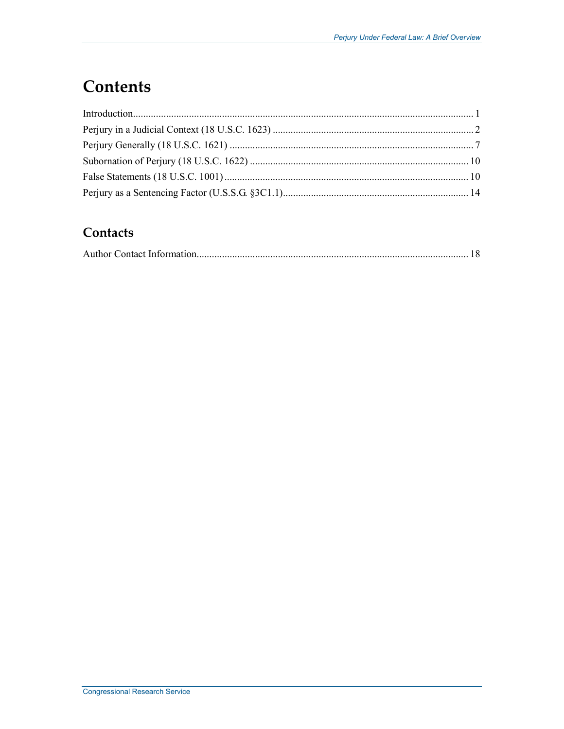# Contents

Introduction..................................................................................................................................... 1

Perjury in a Judicial Context (18 U.S.C. 1623) .............................................................................. 2

Perjury Generally (18 U.S.C. 1621) ............................................................................................... 7

Subornation of Perjury (18 U.S.C. 1622) ..................................................................................... 10

False Statements (18 U.S.C. 1001) ............................................................................................... 10

Perjury as a Sentencing Factor (U.S.S.G. §3C1.1)........................................................................ 14

## Contacts

Author Contact Information.......................................................................................................... 18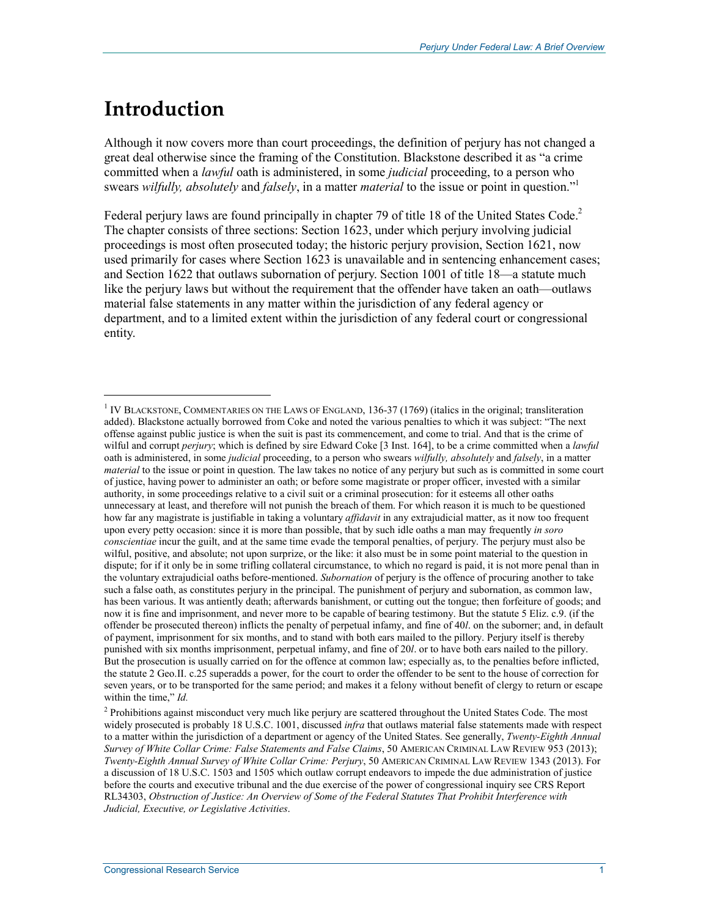# Introduction

Although it now covers more than court proceedings, the definition of perjury has not changed a great deal otherwise since the framing of the Constitution. Blackstone described it as "a crime committed when a *lawful* oath is administered, in some *judicial* proceeding, to a person who swears *wilfully, absolutely* and *falsely*, in a matter *material* to the issue or point in question."[1]

Federal perjury laws are found principally in chapter 79 of title 18 of the United States Code.[2] The chapter consists of three sections: Section 1623, under which perjury involving judicial proceedings is most often prosecuted today; the historic perjury provision, Section 1621, now used primarily for cases where Section 1623 is unavailable and in sentencing enhancement cases; and Section 1622 that outlaws subornation of perjury. Section 1001 of title 18—a statute much like the perjury laws but without the requirement that the offender have taken an oath—outlaws material false statements in any matter within the jurisdiction of any federal agency or department, and to a limited extent within the jurisdiction of any federal court or congressional entity.

---

[1] IV BLACKSTONE, COMMENTARIES ON THE LAWS OF ENGLAND, 136-37 (1769) (italics in the original; transliteration added). Blackstone actually borrowed from Coke and noted the various penalties to which it was subject: "The next offense against public justice is when the suit is past its commencement, and come to trial. And that is the crime of wilful and corrupt *perjury*; which is defined by sire Edward Coke [3 Inst. 164], to be a crime committed when a *lawful* oath is administered, in some *judicial* proceeding, to a person who swears *wilfully, absolutely* and *falsely*, in a matter *material* to the issue or point in question. The law takes no notice of any perjury but such as is committed in some court of justice, having power to administer an oath; or before some magistrate or proper officer, invested with a similar authority, in some proceedings relative to a civil suit or a criminal prosecution: for it esteems all other oaths unnecessary at least, and therefore will not punish the breach of them. For which reason it is much to be questioned how far any magistrate is justifiable in taking a voluntary *affidavit* in any extrajudicial matter, as it now too frequent upon every petty occasion: since it is more than possible, that by such idle oaths a man may frequently *in soro conscientiae* incur the guilt, and at the same time evade the temporal penalties, of perjury. The perjury must also be wilful, positive, and absolute; not upon surprize, or the like: it also must be in some point material to the question in dispute; for if it only be in some trifling collateral circumstance, to which no regard is paid, it is not more penal than in the voluntary extrajudicial oaths before-mentioned. *Subornation* of perjury is the offence of procuring another to take such a false oath, as constitutes perjury in the principal. The punishment of perjury and subornation, as common law, has been various. It was antiently death; afterwards banishment, or cutting out the tongue; then forfeiture of goods; and now it is fine and imprisonment, and never more to be capable of bearing testimony. But the statute 5 Eliz. c.9. (if the offender be prosecuted thereon) inflicts the penalty of perpetual infamy, and fine of 40*l*. on the suborner; and, in default of payment, imprisonment for six months, and to stand with both ears mailed to the pillory. Perjury itself is thereby punished with six months imprisonment, perpetual infamy, and fine of 20*l*. or to have both ears nailed to the pillory. But the prosecution is usually carried on for the offence at common law; especially as, to the penalties before inflicted, the statute 2 Geo.II. c.25 superadds a power, for the court to order the offender to be sent to the house of correction for seven years, or to be transported for the same period; and makes it a felony without benefit of clergy to return or escape within the time," *Id.*

[2] Prohibitions against misconduct very much like perjury are scattered throughout the United States Code. The most widely prosecuted is probably 18 U.S.C. 1001, discussed *infra* that outlaws material false statements made with respect to a matter within the jurisdiction of a department or agency of the United States. See generally, *Twenty-Eighth Annual Survey of White Collar Crime: False Statements and False Claims*, 50 AMERICAN CRIMINAL LAW REVIEW 953 (2013); *Twenty-Eighth Annual Survey of White Collar Crime: Perjury*, 50 AMERICAN CRIMINAL LAW REVIEW 1343 (2013). For a discussion of 18 U.S.C. 1503 and 1505 which outlaw corrupt endeavors to impede the due administration of justice before the courts and executive tribunal and the due exercise of the power of congressional inquiry see CRS Report RL34303, *Obstruction of Justice: An Overview of Some of the Federal Statutes That Prohibit Interference with Judicial, Executive, or Legislative Activities*.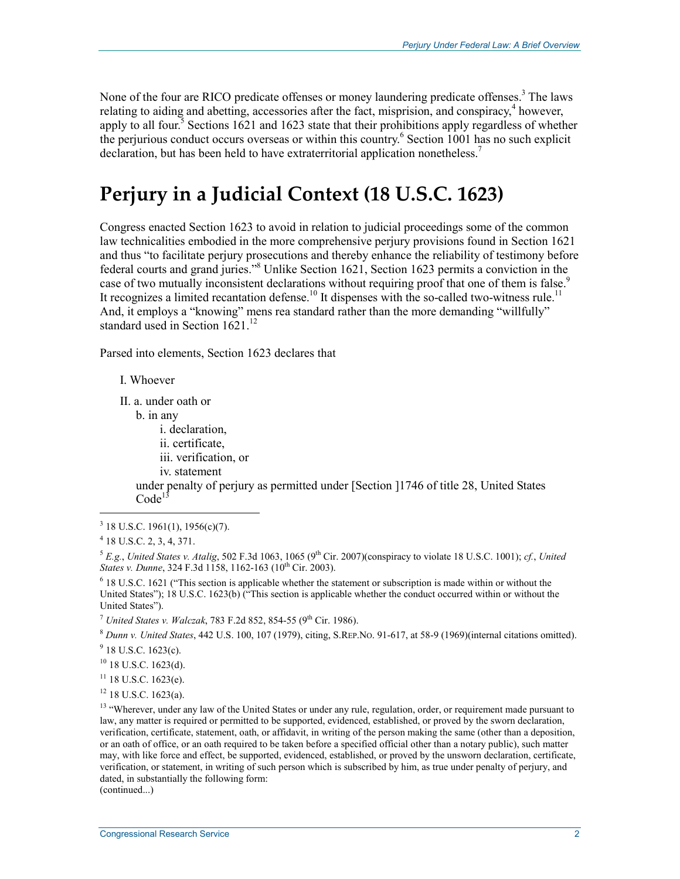None of the four are RICO predicate offenses or money laundering predicate offenses.[3] The laws relating to aiding and abetting, accessories after the fact, misprision, and conspiracy,[4] however, apply to all four.[5] Sections 1621 and 1623 state that their prohibitions apply regardless of whether the perjurious conduct occurs overseas or within this country.[6] Section 1001 has no such explicit declaration, but has been held to have extraterritorial application nonetheless.[7]

## Perjury in a Judicial Context (18 U.S.C. 1623)

Congress enacted Section 1623 to avoid in relation to judicial proceedings some of the common law technicalities embodied in the more comprehensive perjury provisions found in Section 1621 and thus "to facilitate perjury prosecutions and thereby enhance the reliability of testimony before federal courts and grand juries."[8] Unlike Section 1621, Section 1623 permits a conviction in the case of two mutually inconsistent declarations without requiring proof that one of them is false.[9] It recognizes a limited recantation defense.[10] It dispenses with the so-called two-witness rule.[11] And, it employs a "knowing" mens rea standard rather than the more demanding "willfully" standard used in Section 1621.[12]

Parsed into elements, Section 1623 declares that

I. Whoever

II. a. under oath or
  b. in any
    i. declaration,
    ii. certificate,
    iii. verification, or
    iv. statement
  under penalty of perjury as permitted under [Section ]1746 of title 28, United States Code[13]

---

[3] 18 U.S.C. 1961(1), 1956(c)(7).

[4] 18 U.S.C. 2, 3, 4, 371.

[5] *E.g.*, *United States v. Atalig*, 502 F.3d 1063, 1065 (9th Cir. 2007)(conspiracy to violate 18 U.S.C. 1001); *cf.*, *United States v. Dunne*, 324 F.3d 1158, 1162-163 (10th Cir. 2003).

[6] 18 U.S.C. 1621 ("This section is applicable whether the statement or subscription is made within or without the United States"); 18 U.S.C. 1623(b) ("This section is applicable whether the conduct occurred within or without the United States").

[7] *United States v. Walczak*, 783 F.2d 852, 854-55 (9th Cir. 1986).

[8] *Dunn v. United States*, 442 U.S. 100, 107 (1979), citing, S.REP.NO. 91-617, at 58-9 (1969)(internal citations omitted).

[9] 18 U.S.C. 1623(c).

[10] 18 U.S.C. 1623(d).

[11] 18 U.S.C. 1623(e).

[12] 18 U.S.C. 1623(a).

[13] "Wherever, under any law of the United States or under any rule, regulation, order, or requirement made pursuant to law, any matter is required or permitted to be supported, evidenced, established, or proved by the sworn declaration, verification, certificate, statement, oath, or affidavit, in writing of the person making the same (other than a deposition, or an oath of office, or an oath required to be taken before a specified official other than a notary public), such matter may, with like force and effect, be supported, evidenced, established, or proved by the unsworn declaration, certificate, verification, or statement, in writing of such person which is subscribed by him, as true under penalty of perjury, and dated, in substantially the following form:
(continued...)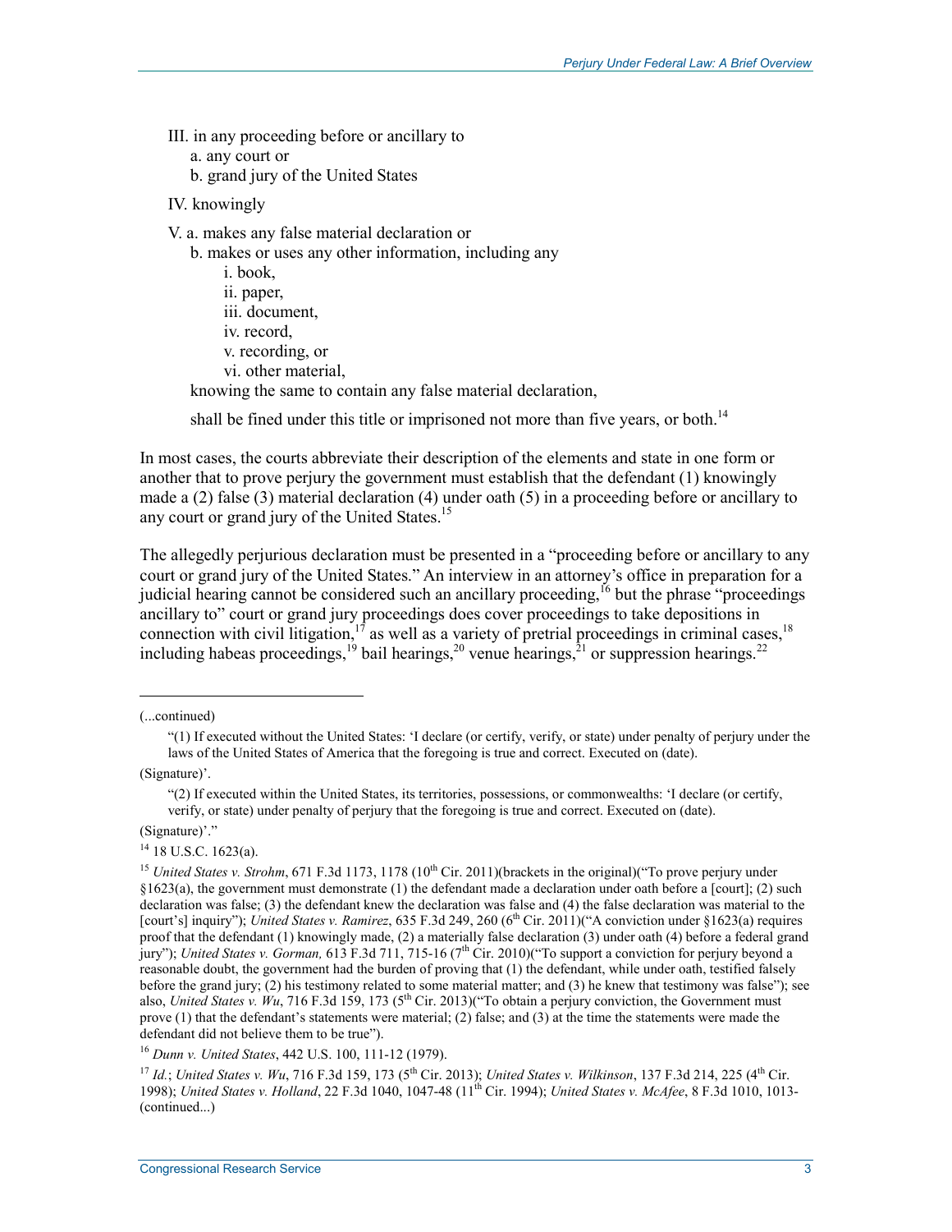III. in any proceeding before or ancillary to

  a. any court or

  b. grand jury of the United States

IV. knowingly

V. a. makes any false material declaration or

  b. makes or uses any other information, including any

    i. book,

    ii. paper,

    iii. document,

    iv. record,

    v. recording, or

    vi. other material,

  knowing the same to contain any false material declaration,

  shall be fined under this title or imprisoned not more than five years, or both.[14]

In most cases, the courts abbreviate their description of the elements and state in one form or another that to prove perjury the government must establish that the defendant (1) knowingly made a (2) false (3) material declaration (4) under oath (5) in a proceeding before or ancillary to any court or grand jury of the United States.[15]

The allegedly perjurious declaration must be presented in a "proceeding before or ancillary to any court or grand jury of the United States." An interview in an attorney's office in preparation for a judicial hearing cannot be considered such an ancillary proceeding,[16] but the phrase "proceedings ancillary to" court or grand jury proceedings does cover proceedings to take depositions in connection with civil litigation,[17] as well as a variety of pretrial proceedings in criminal cases,[18] including habeas proceedings,[19] bail hearings,[20] venue hearings,[21] or suppression hearings.[22]

---

(...continued)

"(1) If executed without the United States: 'I declare (or certify, verify, or state) under penalty of perjury under the laws of the United States of America that the foregoing is true and correct. Executed on (date).

(Signature)'.

"(2) If executed within the United States, its territories, possessions, or commonwealths: 'I declare (or certify, verify, or state) under penalty of perjury that the foregoing is true and correct. Executed on (date).

(Signature)'."

[14] 18 U.S.C. 1623(a).

[15] *United States v. Strohm*, 671 F.3d 1173, 1178 (10th Cir. 2011)(brackets in the original)("To prove perjury under §1623(a), the government must demonstrate (1) the defendant made a declaration under oath before a [court]; (2) such declaration was false; (3) the defendant knew the declaration was false and (4) the false declaration was material to the [court's] inquiry"); *United States v. Ramirez*, 635 F.3d 249, 260 (6th Cir. 2011)("A conviction under §1623(a) requires proof that the defendant (1) knowingly made, (2) a materially false declaration (3) under oath (4) before a federal grand jury"); *United States v. Gorman,* 613 F.3d 711, 715-16 (7th Cir. 2010)("To support a conviction for perjury beyond a reasonable doubt, the government had the burden of proving that (1) the defendant, while under oath, testified falsely before the grand jury; (2) his testimony related to some material matter; and (3) he knew that testimony was false"); see also, *United States v. Wu*, 716 F.3d 159, 173 (5th Cir. 2013)("To obtain a perjury conviction, the Government must prove (1) that the defendant's statements were material; (2) false; and (3) at the time the statements were made the defendant did not believe them to be true").

[16] *Dunn v. United States*, 442 U.S. 100, 111-12 (1979).

[17] *Id.*; *United States v. Wu*, 716 F.3d 159, 173 (5th Cir. 2013); *United States v. Wilkinson*, 137 F.3d 214, 225 (4th Cir. 1998); *United States v. Holland*, 22 F.3d 1040, 1047-48 (11th Cir. 1994); *United States v. McAfee*, 8 F.3d 1010, 1013-(continued...)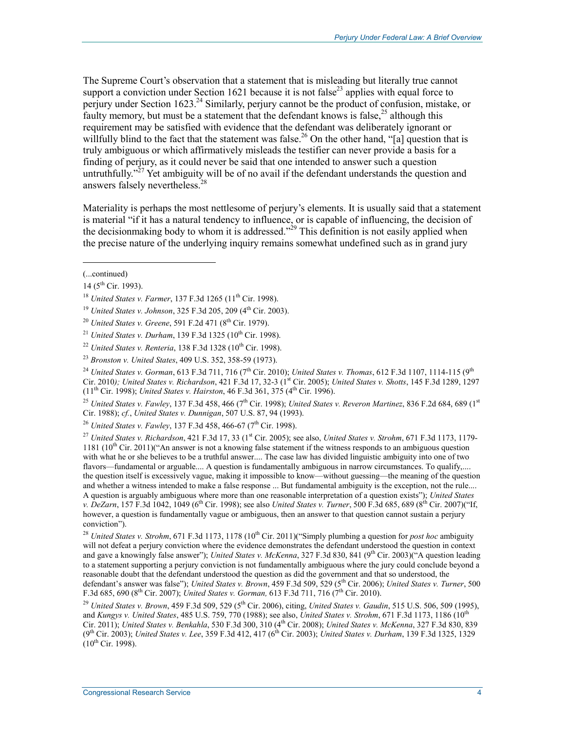The Supreme Court's observation that a statement that is misleading but literally true cannot support a conviction under Section 1621 because it is not false[23] applies with equal force to perjury under Section 1623.[24] Similarly, perjury cannot be the product of confusion, mistake, or faulty memory, but must be a statement that the defendant knows is false,[25] although this requirement may be satisfied with evidence that the defendant was deliberately ignorant or willfully blind to the fact that the statement was false.[26] On the other hand, "[a] question that is truly ambiguous or which affirmatively misleads the testifier can never provide a basis for a finding of perjury, as it could never be said that one intended to answer such a question untruthfully."[27] Yet ambiguity will be of no avail if the defendant understands the question and answers falsely nevertheless.[28]

Materiality is perhaps the most nettlesome of perjury's elements. It is usually said that a statement is material "if it has a natural tendency to influence, or is capable of influencing, the decision of the decisionmaking body to whom it is addressed."[29] This definition is not easily applied when the precise nature of the underlying inquiry remains somewhat undefined such as in grand jury

---

(...continued)

14 (5th Cir. 1993).

[18] *United States v. Farmer*, 137 F.3d 1265 (11th Cir. 1998).

[19] *United States v. Johnson*, 325 F.3d 205, 209 (4th Cir. 2003).

[20] *United States v. Greene*, 591 F.2d 471 (8th Cir. 1979).

[21] *United States v. Durham*, 139 F.3d 1325 (10th Cir. 1998).

[22] *United States v. Renteria*, 138 F.3d 1328 (10th Cir. 1998).

[23] *Bronston v. United States*, 409 U.S. 352, 358-59 (1973).

[24] *United States v. Gorman*, 613 F.3d 711, 716 (7th Cir. 2010); *United States v. Thomas*, 612 F.3d 1107, 1114-115 (9th Cir. 2010); *United States v. Richardson*, 421 F.3d 17, 32-3 (1st Cir. 2005); *United States v. Shotts*, 145 F.3d 1289, 1297 (11th Cir. 1998); *United States v. Hairston*, 46 F.3d 361, 375 (4th Cir. 1996).

[25] *United States v. Fawley*, 137 F.3d 458, 466 (7th Cir. 1998); *United States v. Reveron Martinez*, 836 F.2d 684, 689 (1st Cir. 1988); *cf.*, *United States v. Dunnigan*, 507 U.S. 87, 94 (1993).

[26] *United States v. Fawley*, 137 F.3d 458, 466-67 (7th Cir. 1998).

[27] *United States v. Richardson*, 421 F.3d 17, 33 (1st Cir. 2005); see also, *United States v. Strohm*, 671 F.3d 1173, 1179-1181 (10th Cir. 2011)("An answer is not a knowing false statement if the witness responds to an ambiguous question with what he or she believes to be a truthful answer.... The case law has divided linguistic ambiguity into one of two flavors—fundamental or arguable.... A question is fundamentally ambiguous in narrow circumstances. To qualify,.... the question itself is excessively vague, making it impossible to know—without guessing—the meaning of the question and whether a witness intended to make a false response ... But fundamental ambiguity is the exception, not the rule.... A question is arguably ambiguous where more than one reasonable interpretation of a question exists"); *United States v. DeZarn*, 157 F.3d 1042, 1049 (6th Cir. 1998); see also *United States v. Turner*, 500 F.3d 685, 689 (8th Cir. 2007)("If, however, a question is fundamentally vague or ambiguous, then an answer to that question cannot sustain a perjury conviction").

[28] *United States v. Strohm*, 671 F.3d 1173, 1178 (10th Cir. 2011)("Simply plumbing a question for *post hoc* ambiguity will not defeat a perjury conviction where the evidence demonstrates the defendant understood the question in context and gave a knowingly false answer"); *United States v. McKenna*, 327 F.3d 830, 841 (9th Cir. 2003)("A question leading to a statement supporting a perjury conviction is not fundamentally ambiguous where the jury could conclude beyond a reasonable doubt that the defendant understood the question as did the government and that so understood, the defendant's answer was false"); *United States v. Brown*, 459 F.3d 509, 529 (5th Cir. 2006); *United States v. Turner*, 500 F.3d 685, 690 (8th Cir. 2007); *United States v. Gorman,* 613 F.3d 711, 716 (7th Cir. 2010).

[29] *United States v. Brown*, 459 F.3d 509, 529 (5th Cir. 2006), citing, *United States v. Gaudin*, 515 U.S. 506, 509 (1995), and *Kungys v. United States*, 485 U.S. 759, 770 (1988); see also, *United States v. Strohm*, 671 F.3d 1173, 1186 (10th Cir. 2011); *United States v. Benkahla*, 530 F.3d 300, 310 (4th Cir. 2008); *United States v. McKenna*, 327 F.3d 830, 839 (9th Cir. 2003); *United States v. Lee*, 359 F.3d 412, 417 (6th Cir. 2003); *United States v. Durham*, 139 F.3d 1325, 1329 (10th Cir. 1998).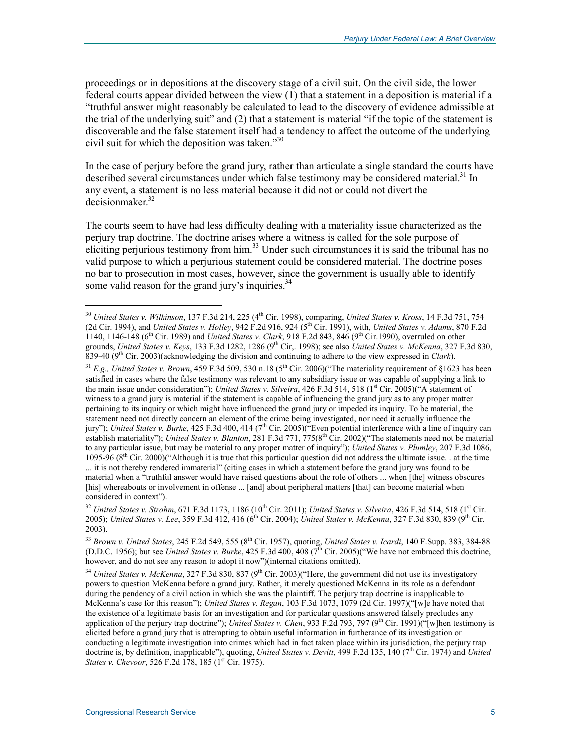proceedings or in depositions at the discovery stage of a civil suit. On the civil side, the lower federal courts appear divided between the view (1) that a statement in a deposition is material if a "truthful answer might reasonably be calculated to lead to the discovery of evidence admissible at the trial of the underlying suit" and (2) that a statement is material "if the topic of the statement is discoverable and the false statement itself had a tendency to affect the outcome of the underlying civil suit for which the deposition was taken."[30]

In the case of perjury before the grand jury, rather than articulate a single standard the courts have described several circumstances under which false testimony may be considered material.[31] In any event, a statement is no less material because it did not or could not divert the decisionmaker.[32]

The courts seem to have had less difficulty dealing with a materiality issue characterized as the perjury trap doctrine. The doctrine arises where a witness is called for the sole purpose of eliciting perjurious testimony from him.[33] Under such circumstances it is said the tribunal has no valid purpose to which a perjurious statement could be considered material. The doctrine poses no bar to prosecution in most cases, however, since the government is usually able to identify some valid reason for the grand jury's inquiries.[34]

---

[30] *United States v. Wilkinson*, 137 F.3d 214, 225 (4th Cir. 1998), comparing, *United States v. Kross*, 14 F.3d 751, 754 (2d Cir. 1994), and *United States v. Holley*, 942 F.2d 916, 924 (5th Cir. 1991), with, *United States v. Adams*, 870 F.2d 1140, 1146-148 (6th Cir. 1989) and *United States v. Clark*, 918 F.2d 843, 846 (9th Cir.1990), overruled on other grounds, *United States v. Keys*, 133 F.3d 1282, 1286 (9th Cir,. 1998); see also *United States v. McKenna*, 327 F.3d 830, 839-40 (9th Cir. 2003)(acknowledging the division and continuing to adhere to the view expressed in *Clark*).

[31] *E.g., United States v. Brown*, 459 F.3d 509, 530 n.18 (5th Cir. 2006)("The materiality requirement of §1623 has been satisfied in cases where the false testimony was relevant to any subsidiary issue or was capable of supplying a link to the main issue under consideration"); *United States v. Silveira*, 426 F.3d 514, 518 (1st Cir. 2005)("A statement of witness to a grand jury is material if the statement is capable of influencing the grand jury as to any proper matter pertaining to its inquiry or which might have influenced the grand jury or impeded its inquiry. To be material, the statement need not directly concern an element of the crime being investigated, nor need it actually influence the jury"); *United States v. Burke*, 425 F.3d 400, 414 (7th Cir. 2005)("Even potential interference with a line of inquiry can establish materiality"); *United States v. Blanton*, 281 F.3d 771, 775(8th Cir. 2002)("The statements need not be material to any particular issue, but may be material to any proper matter of inquiry"); *United States v. Plumley*, 207 F.3d 1086, 1095-96 (8th Cir. 2000)("Although it is true that this particular question did not address the ultimate issue. . at the time ... it is not thereby rendered immaterial" (citing cases in which a statement before the grand jury was found to be material when a "truthful answer would have raised questions about the role of others ... when [the] witness obscures [his] whereabouts or involvement in offense ... [and] about peripheral matters [that] can become material when considered in context").

[32] *United States v. Strohm*, 671 F.3d 1173, 1186 (10th Cir. 2011); *United States v. Silveira*, 426 F.3d 514, 518 (1st Cir. 2005); *United States v. Lee*, 359 F.3d 412, 416 (6th Cir. 2004); *United States v. McKenna*, 327 F.3d 830, 839 (9th Cir. 2003).

[33] *Brown v. United States*, 245 F.2d 549, 555 (8th Cir. 1957), quoting, *United States v. Icardi*, 140 F.Supp. 383, 384-88 (D.D.C. 1956); but see *United States v. Burke*, 425 F.3d 400, 408 (7th Cir. 2005)("We have not embraced this doctrine, however, and do not see any reason to adopt it now")(internal citations omitted).

[34] *United States v. McKenna*, 327 F.3d 830, 837 (9th Cir. 2003)("Here, the government did not use its investigatory powers to question McKenna before a grand jury. Rather, it merely questioned McKenna in its role as a defendant during the pendency of a civil action in which she was the plaintiff. The perjury trap doctrine is inapplicable to McKenna's case for this reason"); *United States v. Regan*, 103 F.3d 1073, 1079 (2d Cir. 1997)("[w]e have noted that the existence of a legitimate basis for an investigation and for particular questions answered falsely precludes any application of the perjury trap doctrine"); *United States v. Chen*, 933 F.2d 793, 797 (9th Cir. 1991)("[w]hen testimony is elicited before a grand jury that is attempting to obtain useful information in furtherance of its investigation or conducting a legitimate investigation into crimes which had in fact taken place within its jurisdiction, the perjury trap doctrine is, by definition, inapplicable"), quoting, *United States v. Devitt*, 499 F.2d 135, 140 (7th Cir. 1974) and *United States v. Chevoor*, 526 F.2d 178, 185 (1st Cir. 1975).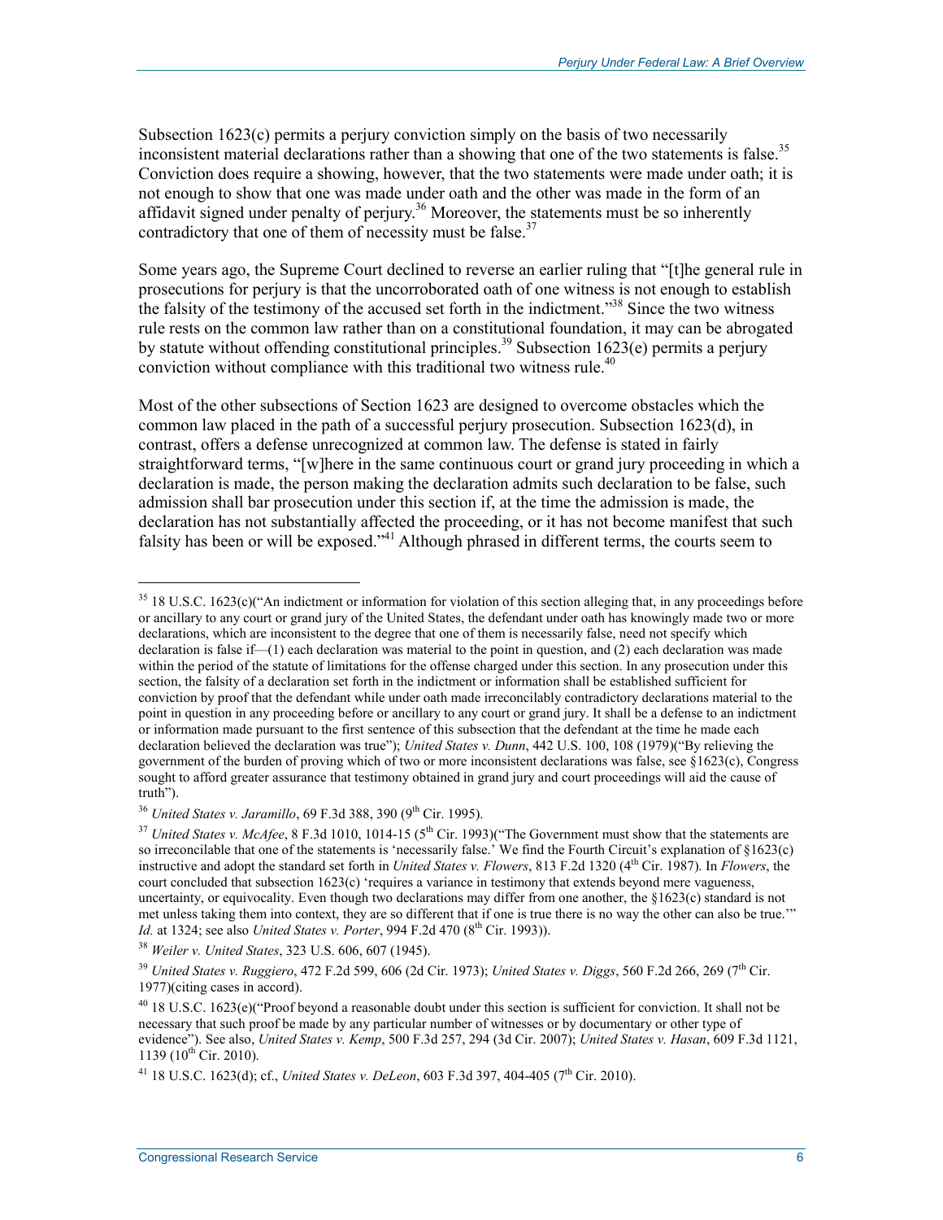Subsection 1623(c) permits a perjury conviction simply on the basis of two necessarily inconsistent material declarations rather than a showing that one of the two statements is false.[35] Conviction does require a showing, however, that the two statements were made under oath; it is not enough to show that one was made under oath and the other was made in the form of an affidavit signed under penalty of perjury.[36] Moreover, the statements must be so inherently contradictory that one of them of necessity must be false.[37]

Some years ago, the Supreme Court declined to reverse an earlier ruling that "[t]he general rule in prosecutions for perjury is that the uncorroborated oath of one witness is not enough to establish the falsity of the testimony of the accused set forth in the indictment."[38] Since the two witness rule rests on the common law rather than on a constitutional foundation, it may can be abrogated by statute without offending constitutional principles.[39] Subsection 1623(e) permits a perjury conviction without compliance with this traditional two witness rule.[40]

Most of the other subsections of Section 1623 are designed to overcome obstacles which the common law placed in the path of a successful perjury prosecution. Subsection 1623(d), in contrast, offers a defense unrecognized at common law. The defense is stated in fairly straightforward terms, "[w]here in the same continuous court or grand jury proceeding in which a declaration is made, the person making the declaration admits such declaration to be false, such admission shall bar prosecution under this section if, at the time the admission is made, the declaration has not substantially affected the proceeding, or it has not become manifest that such falsity has been or will be exposed."[41] Although phrased in different terms, the courts seem to

---

[35] 18 U.S.C. 1623(c)("An indictment or information for violation of this section alleging that, in any proceedings before or ancillary to any court or grand jury of the United States, the defendant under oath has knowingly made two or more declarations, which are inconsistent to the degree that one of them is necessarily false, need not specify which declaration is false if—(1) each declaration was material to the point in question, and (2) each declaration was made within the period of the statute of limitations for the offense charged under this section. In any prosecution under this section, the falsity of a declaration set forth in the indictment or information shall be established sufficient for conviction by proof that the defendant while under oath made irreconcilably contradictory declarations material to the point in question in any proceeding before or ancillary to any court or grand jury. It shall be a defense to an indictment or information made pursuant to the first sentence of this subsection that the defendant at the time he made each declaration believed the declaration was true"); *United States v. Dunn*, 442 U.S. 100, 108 (1979)("By relieving the government of the burden of proving which of two or more inconsistent declarations was false, see §1623(c), Congress sought to afford greater assurance that testimony obtained in grand jury and court proceedings will aid the cause of truth").

[36] *United States v. Jaramillo*, 69 F.3d 388, 390 (9th Cir. 1995).

[37] *United States v. McAfee*, 8 F.3d 1010, 1014-15 (5th Cir. 1993)("The Government must show that the statements are so irreconcilable that one of the statements is 'necessarily false.' We find the Fourth Circuit's explanation of §1623(c) instructive and adopt the standard set forth in *United States v. Flowers*, 813 F.2d 1320 (4th Cir. 1987). In *Flowers*, the court concluded that subsection 1623(c) 'requires a variance in testimony that extends beyond mere vagueness, uncertainty, or equivocality. Even though two declarations may differ from one another, the §1623(c) standard is not met unless taking them into context, they are so different that if one is true there is no way the other can also be true.'" *Id.* at 1324; see also *United States v. Porter*, 994 F.2d 470 (8th Cir. 1993)).

[38] *Weiler v. United States*, 323 U.S. 606, 607 (1945).

[39] *United States v. Ruggiero*, 472 F.2d 599, 606 (2d Cir. 1973); *United States v. Diggs*, 560 F.2d 266, 269 (7th Cir. 1977)(citing cases in accord).

[40] 18 U.S.C. 1623(e)("Proof beyond a reasonable doubt under this section is sufficient for conviction. It shall not be necessary that such proof be made by any particular number of witnesses or by documentary or other type of evidence"). See also, *United States v. Kemp*, 500 F.3d 257, 294 (3d Cir. 2007); *United States v. Hasan*, 609 F.3d 1121, 1139 (10th Cir. 2010).

[41] 18 U.S.C. 1623(d); cf., *United States v. DeLeon*, 603 F.3d 397, 404-405 (7th Cir. 2010).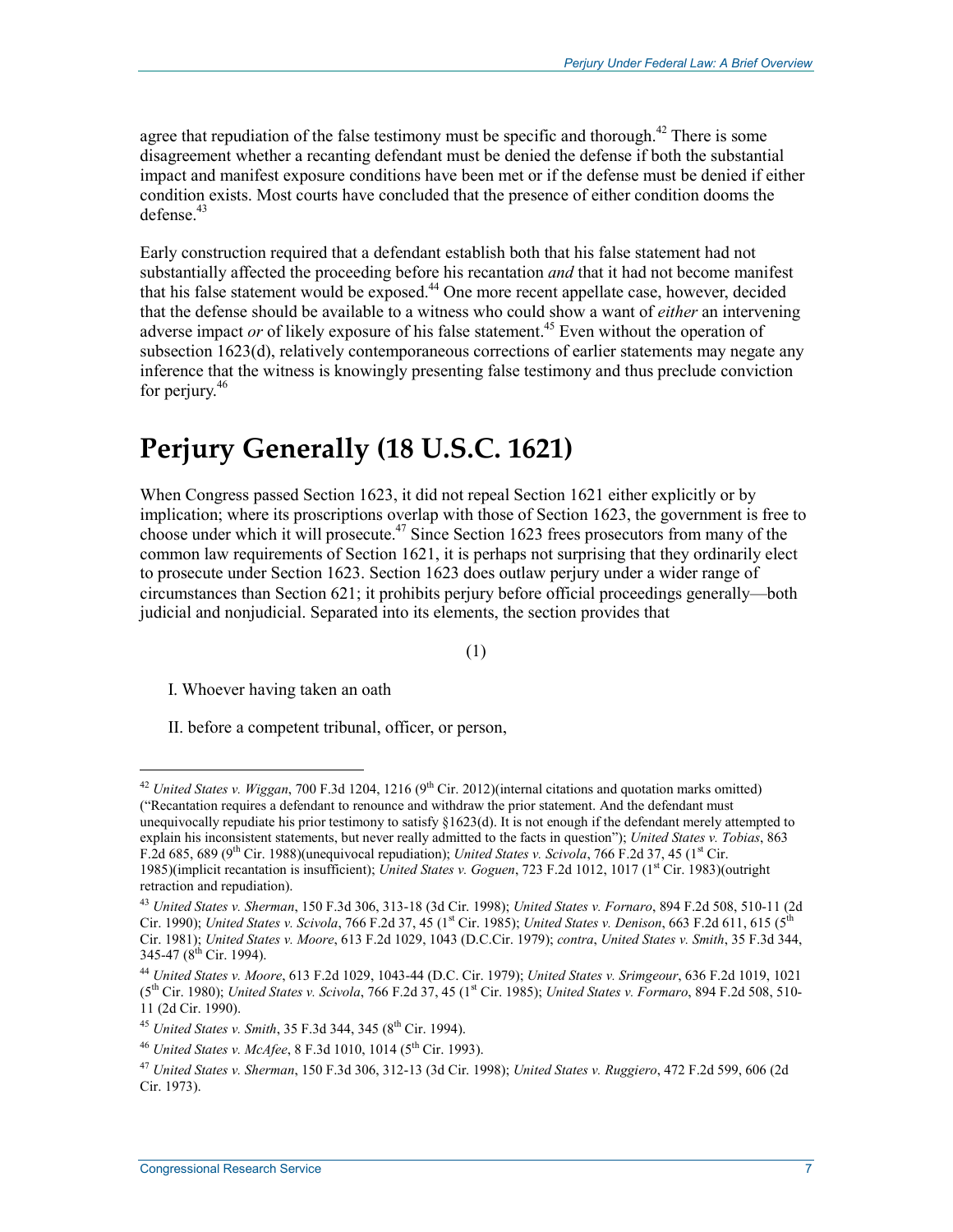agree that repudiation of the false testimony must be specific and thorough.[42] There is some disagreement whether a recanting defendant must be denied the defense if both the substantial impact and manifest exposure conditions have been met or if the defense must be denied if either condition exists. Most courts have concluded that the presence of either condition dooms the defense.[43]

Early construction required that a defendant establish both that his false statement had not substantially affected the proceeding before his recantation *and* that it had not become manifest that his false statement would be exposed.[44] One more recent appellate case, however, decided that the defense should be available to a witness who could show a want of *either* an intervening adverse impact *or* of likely exposure of his false statement.[45] Even without the operation of subsection 1623(d), relatively contemporaneous corrections of earlier statements may negate any inference that the witness is knowingly presenting false testimony and thus preclude conviction for perjury.[46]

# Perjury Generally (18 U.S.C. 1621)

When Congress passed Section 1623, it did not repeal Section 1621 either explicitly or by implication; where its proscriptions overlap with those of Section 1623, the government is free to choose under which it will prosecute.[47] Since Section 1623 frees prosecutors from many of the common law requirements of Section 1621, it is perhaps not surprising that they ordinarily elect to prosecute under Section 1623. Section 1623 does outlaw perjury under a wider range of circumstances than Section 621; it prohibits perjury before official proceedings generally—both judicial and nonjudicial. Separated into its elements, the section provides that

(1)

I. Whoever having taken an oath

II. before a competent tribunal, officer, or person,

---

[42] *United States v. Wiggan*, 700 F.3d 1204, 1216 (9th Cir. 2012)(internal citations and quotation marks omitted) ("Recantation requires a defendant to renounce and withdraw the prior statement. And the defendant must unequivocally repudiate his prior testimony to satisfy §1623(d). It is not enough if the defendant merely attempted to explain his inconsistent statements, but never really admitted to the facts in question"); *United States v. Tobias*, 863 F.2d 685, 689 (9th Cir. 1988)(unequivocal repudiation); *United States v. Scivola*, 766 F.2d 37, 45 (1st Cir. 1985)(implicit recantation is insufficient); *United States v. Goguen*, 723 F.2d 1012, 1017 (1st Cir. 1983)(outright retraction and repudiation).

[43] *United States v. Sherman*, 150 F.3d 306, 313-18 (3d Cir. 1998); *United States v. Fornaro*, 894 F.2d 508, 510-11 (2d Cir. 1990); *United States v. Scivola*, 766 F.2d 37, 45 (1st Cir. 1985); *United States v. Denison*, 663 F.2d 611, 615 (5th Cir. 1981); *United States v. Moore*, 613 F.2d 1029, 1043 (D.C.Cir. 1979); *contra*, *United States v. Smith*, 35 F.3d 344, 345-47 (8th Cir. 1994).

[44] *United States v. Moore*, 613 F.2d 1029, 1043-44 (D.C. Cir. 1979); *United States v. Srimgeour*, 636 F.2d 1019, 1021 (5th Cir. 1980); *United States v. Scivola*, 766 F.2d 37, 45 (1st Cir. 1985); *United States v. Formaro*, 894 F.2d 508, 510-11 (2d Cir. 1990).

[45] *United States v. Smith*, 35 F.3d 344, 345 (8th Cir. 1994).

[46] *United States v. McAfee*, 8 F.3d 1010, 1014 (5th Cir. 1993).

[47] *United States v. Sherman*, 150 F.3d 306, 312-13 (3d Cir. 1998); *United States v. Ruggiero*, 472 F.2d 599, 606 (2d Cir. 1973).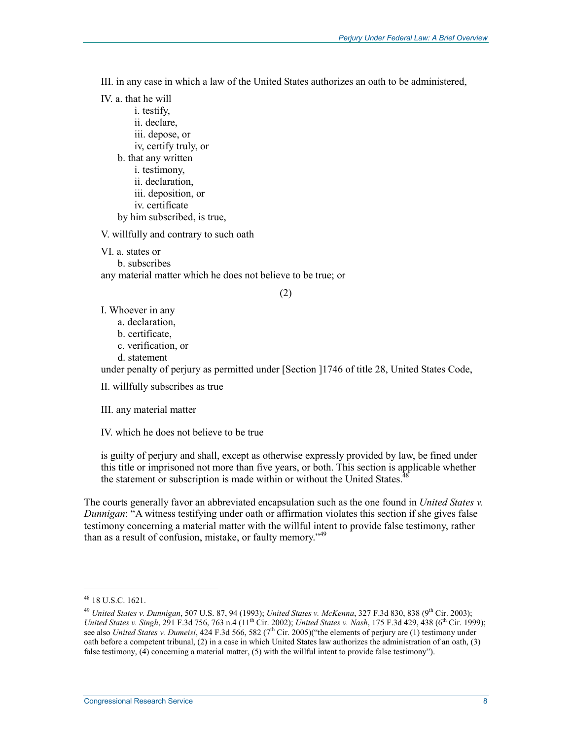III. in any case in which a law of the United States authorizes an oath to be administered,

IV. a. that he will

 i. testify,

 ii. declare,

 iii. depose, or

 iv, certify truly, or

 b. that any written

 i. testimony,

 ii. declaration,

 iii. deposition, or

 iv. certificate

 by him subscribed, is true,

V. willfully and contrary to such oath

VI. a. states or

 b. subscribes

any material matter which he does not believe to be true; or

(2)

I. Whoever in any

 a. declaration,

 b. certificate,

 c. verification, or

 d. statement

under penalty of perjury as permitted under [Section ]1746 of title 28, United States Code,

II. willfully subscribes as true

III. any material matter

IV. which he does not believe to be true

is guilty of perjury and shall, except as otherwise expressly provided by law, be fined under this title or imprisoned not more than five years, or both. This section is applicable whether the statement or subscription is made within or without the United States.[48]

The courts generally favor an abbreviated encapsulation such as the one found in *United States v. Dunnigan*: "A witness testifying under oath or affirmation violates this section if she gives false testimony concerning a material matter with the willful intent to provide false testimony, rather than as a result of confusion, mistake, or faulty memory."[49]

---

[48] 18 U.S.C. 1621.

[49] *United States v. Dunnigan*, 507 U.S. 87, 94 (1993); *United States v. McKenna*, 327 F.3d 830, 838 (9th Cir. 2003); *United States v. Singh*, 291 F.3d 756, 763 n.4 (11th Cir. 2002); *United States v. Nash*, 175 F.3d 429, 438 (6th Cir. 1999); see also *United States v. Dumeisi*, 424 F.3d 566, 582 (7th Cir. 2005)("the elements of perjury are (1) testimony under oath before a competent tribunal, (2) in a case in which United States law authorizes the administration of an oath, (3) false testimony, (4) concerning a material matter, (5) with the willful intent to provide false testimony").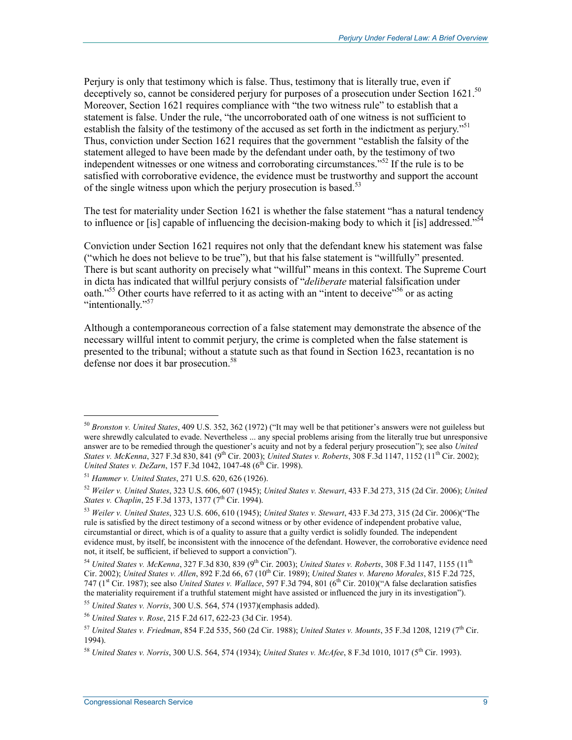Perjury is only that testimony which is false. Thus, testimony that is literally true, even if deceptively so, cannot be considered perjury for purposes of a prosecution under Section 1621.[50] Moreover, Section 1621 requires compliance with "the two witness rule" to establish that a statement is false. Under the rule, "the uncorroborated oath of one witness is not sufficient to establish the falsity of the testimony of the accused as set forth in the indictment as perjury."[51] Thus, conviction under Section 1621 requires that the government "establish the falsity of the statement alleged to have been made by the defendant under oath, by the testimony of two independent witnesses or one witness and corroborating circumstances."[52] If the rule is to be satisfied with corroborative evidence, the evidence must be trustworthy and support the account of the single witness upon which the perjury prosecution is based.[53]

The test for materiality under Section 1621 is whether the false statement "has a natural tendency to influence or [is] capable of influencing the decision-making body to which it [is] addressed."[54]

Conviction under Section 1621 requires not only that the defendant knew his statement was false ("which he does not believe to be true"), but that his false statement is "willfully" presented. There is but scant authority on precisely what "willful" means in this context. The Supreme Court in dicta has indicated that willful perjury consists of "*deliberate* material falsification under oath."[55] Other courts have referred to it as acting with an "intent to deceive"[56] or as acting "intentionally."[57]

Although a contemporaneous correction of a false statement may demonstrate the absence of the necessary willful intent to commit perjury, the crime is completed when the false statement is presented to the tribunal; without a statute such as that found in Section 1623, recantation is no defense nor does it bar prosecution.[58]

---

[50] *Bronston v. United States*, 409 U.S. 352, 362 (1972) ("It may well be that petitioner's answers were not guileless but were shrewdly calculated to evade. Nevertheless ... any special problems arising from the literally true but unresponsive answer are to be remedied through the questioner's acuity and not by a federal perjury prosecution"); see also *United States v. McKenna*, 327 F.3d 830, 841 (9th Cir. 2003); *United States v. Roberts*, 308 F.3d 1147, 1152 (11th Cir. 2002); *United States v. DeZarn*, 157 F.3d 1042, 1047-48 (6th Cir. 1998).

[51] *Hammer v. United States*, 271 U.S. 620, 626 (1926).

[52] *Weiler v. United States*, 323 U.S. 606, 607 (1945); *United States v. Stewart*, 433 F.3d 273, 315 (2d Cir. 2006); *United States v. Chaplin*, 25 F.3d 1373, 1377 (7th Cir. 1994).

[53] *Weiler v. United States*, 323 U.S. 606, 610 (1945); *United States v. Stewart*, 433 F.3d 273, 315 (2d Cir. 2006)("The rule is satisfied by the direct testimony of a second witness or by other evidence of independent probative value, circumstantial or direct, which is of a quality to assure that a guilty verdict is solidly founded. The independent evidence must, by itself, be inconsistent with the innocence of the defendant. However, the corroborative evidence need not, it itself, be sufficient, if believed to support a conviction").

[54] *United States v. McKenna*, 327 F.3d 830, 839 (9th Cir. 2003); *United States v. Roberts*, 308 F.3d 1147, 1155 (11th Cir. 2002); *United States v. Allen*, 892 F.2d 66, 67 (10th Cir. 1989); *United States v. Mareno Morales*, 815 F.2d 725, 747 (1st Cir. 1987); see also *United States v. Wallace*, 597 F.3d 794, 801 (6th Cir. 2010)("A false declaration satisfies the materiality requirement if a truthful statement might have assisted or influenced the jury in its investigation").

[55] *United States v. Norris*, 300 U.S. 564, 574 (1937)(emphasis added).

[56] *United States v. Rose*, 215 F.2d 617, 622-23 (3d Cir. 1954).

[57] *United States v. Friedman*, 854 F.2d 535, 560 (2d Cir. 1988); *United States v. Mounts*, 35 F.3d 1208, 1219 (7th Cir. 1994).

[58] *United States v. Norris*, 300 U.S. 564, 574 (1934); *United States v. McAfee*, 8 F.3d 1010, 1017 (5th Cir. 1993).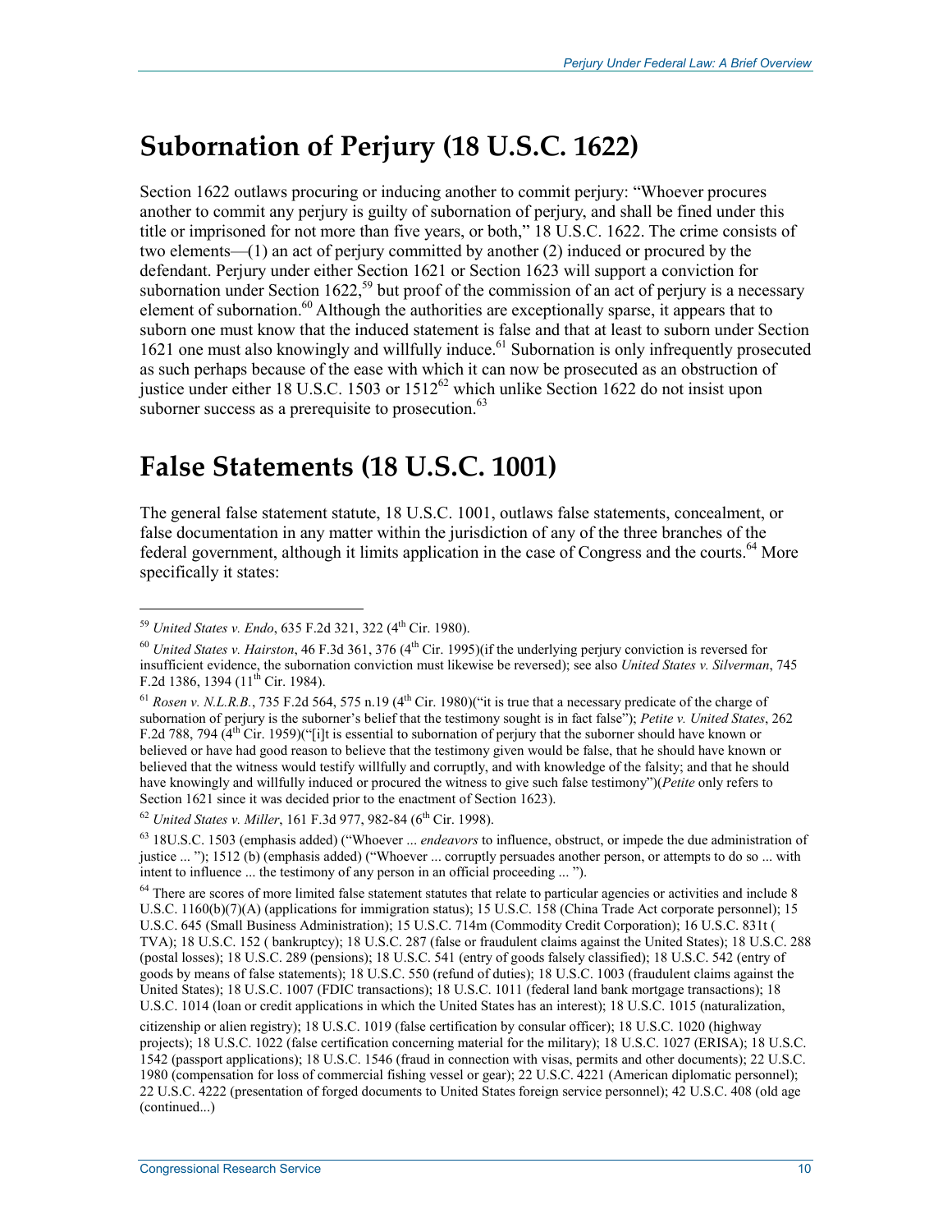## Subornation of Perjury (18 U.S.C. 1622)

Section 1622 outlaws procuring or inducing another to commit perjury: "Whoever procures another to commit any perjury is guilty of subornation of perjury, and shall be fined under this title or imprisoned for not more than five years, or both," 18 U.S.C. 1622. The crime consists of two elements—(1) an act of perjury committed by another (2) induced or procured by the defendant. Perjury under either Section 1621 or Section 1623 will support a conviction for subornation under Section 1622,[59] but proof of the commission of an act of perjury is a necessary element of subornation.[60] Although the authorities are exceptionally sparse, it appears that to suborn one must know that the induced statement is false and that at least to suborn under Section 1621 one must also knowingly and willfully induce.[61] Subornation is only infrequently prosecuted as such perhaps because of the ease with which it can now be prosecuted as an obstruction of justice under either 18 U.S.C. 1503 or 1512[62] which unlike Section 1622 do not insist upon suborner success as a prerequisite to prosecution.[63]

## False Statements (18 U.S.C. 1001)

The general false statement statute, 18 U.S.C. 1001, outlaws false statements, concealment, or false documentation in any matter within the jurisdiction of any of the three branches of the federal government, although it limits application in the case of Congress and the courts.[64] More specifically it states:

---

[59] *United States v. Endo*, 635 F.2d 321, 322 (4th Cir. 1980).

[60] *United States v. Hairston*, 46 F.3d 361, 376 (4th Cir. 1995)(if the underlying perjury conviction is reversed for insufficient evidence, the subornation conviction must likewise be reversed); see also *United States v. Silverman*, 745 F.2d 1386, 1394 (11th Cir. 1984).

[61] *Rosen v. N.L.R.B.*, 735 F.2d 564, 575 n.19 (4th Cir. 1980)("it is true that a necessary predicate of the charge of subornation of perjury is the suborner's belief that the testimony sought is in fact false"); *Petite v. United States*, 262 F.2d 788, 794 (4th Cir. 1959)("[i]t is essential to subornation of perjury that the suborner should have known or believed or have had good reason to believe that the testimony given would be false, that he should have known or believed that the witness would testify willfully and corruptly, and with knowledge of the falsity; and that he should have knowingly and willfully induced or procured the witness to give such false testimony")(*Petite* only refers to Section 1621 since it was decided prior to the enactment of Section 1623).

[62] *United States v. Miller*, 161 F.3d 977, 982-84 (6th Cir. 1998).

[63] 18U.S.C. 1503 (emphasis added) ("Whoever ... *endeavors* to influence, obstruct, or impede the due administration of justice ... "); 1512 (b) (emphasis added) ("Whoever ... corruptly persuades another person, or attempts to do so ... with intent to influence ... the testimony of any person in an official proceeding ... ").

[64] There are scores of more limited false statement statutes that relate to particular agencies or activities and include 8 U.S.C. 1160(b)(7)(A) (applications for immigration status); 15 U.S.C. 158 (China Trade Act corporate personnel); 15 U.S.C. 645 (Small Business Administration); 15 U.S.C. 714m (Commodity Credit Corporation); 16 U.S.C. 831t ( TVA); 18 U.S.C. 152 ( bankruptcy); 18 U.S.C. 287 (false or fraudulent claims against the United States); 18 U.S.C. 288 (postal losses); 18 U.S.C. 289 (pensions); 18 U.S.C. 541 (entry of goods falsely classified); 18 U.S.C. 542 (entry of goods by means of false statements); 18 U.S.C. 550 (refund of duties); 18 U.S.C. 1003 (fraudulent claims against the United States); 18 U.S.C. 1007 (FDIC transactions); 18 U.S.C. 1011 (federal land bank mortgage transactions); 18 U.S.C. 1014 (loan or credit applications in which the United States has an interest); 18 U.S.C. 1015 (naturalization, citizenship or alien registry); 18 U.S.C. 1019 (false certification by consular officer); 18 U.S.C. 1020 (highway projects); 18 U.S.C. 1022 (false certification concerning material for the military); 18 U.S.C. 1027 (ERISA); 18 U.S.C. 1542 (passport applications); 18 U.S.C. 1546 (fraud in connection with visas, permits and other documents); 22 U.S.C. 1980 (compensation for loss of commercial fishing vessel or gear); 22 U.S.C. 4221 (American diplomatic personnel); 22 U.S.C. 4222 (presentation of forged documents to United States foreign service personnel); 42 U.S.C. 408 (old age (continued...)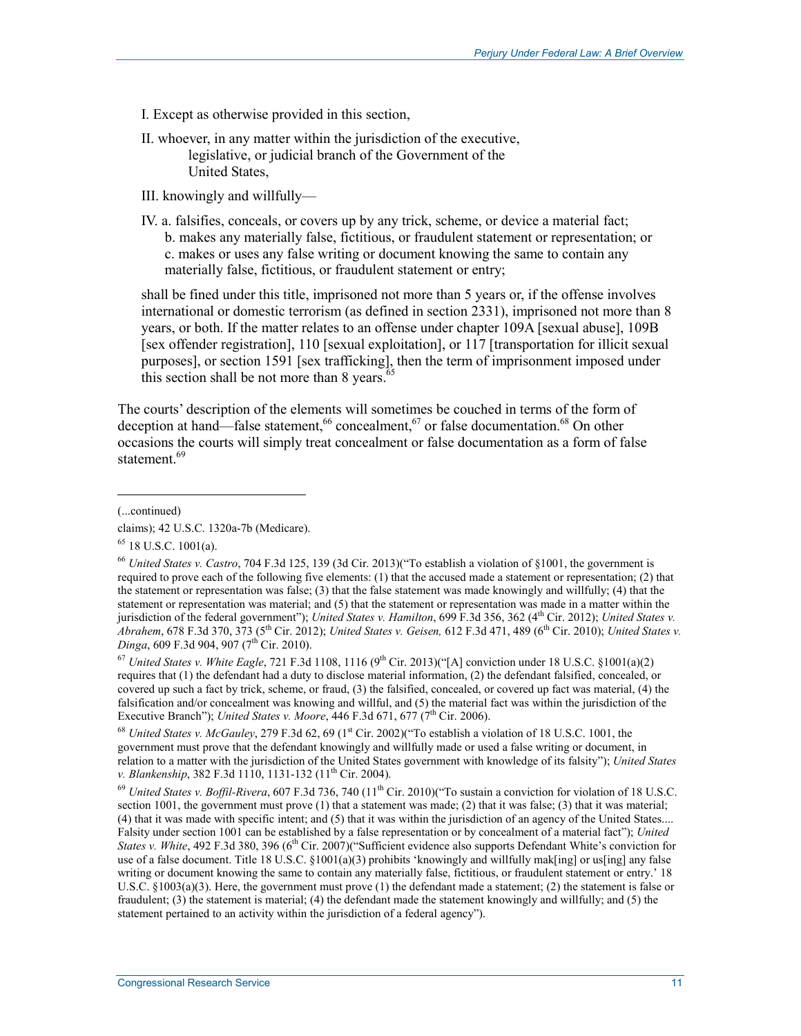I. Except as otherwise provided in this section,

II. whoever, in any matter within the jurisdiction of the executive, legislative, or judicial branch of the Government of the United States,

III. knowingly and willfully—

IV. a. falsifies, conceals, or covers up by any trick, scheme, or device a material fact;
b. makes any materially false, fictitious, or fraudulent statement or representation; or
c. makes or uses any false writing or document knowing the same to contain any materially false, fictitious, or fraudulent statement or entry;

shall be fined under this title, imprisoned not more than 5 years or, if the offense involves international or domestic terrorism (as defined in section 2331), imprisoned not more than 8 years, or both. If the matter relates to an offense under chapter 109A [sexual abuse], 109B [sex offender registration], 110 [sexual exploitation], or 117 [transportation for illicit sexual purposes], or section 1591 [sex trafficking], then the term of imprisonment imposed under this section shall be not more than 8 years.[65]

The courts' description of the elements will sometimes be couched in terms of the form of deception at hand—false statement,[66] concealment,[67] or false documentation.[68] On other occasions the courts will simply treat concealment or false documentation as a form of false statement.[69]

---

(...continued)

claims); 42 U.S.C. 1320a-7b (Medicare).

[65] 18 U.S.C. 1001(a).

[66] *United States v. Castro*, 704 F.3d 125, 139 (3d Cir. 2013)("To establish a violation of §1001, the government is required to prove each of the following five elements: (1) that the accused made a statement or representation; (2) that the statement or representation was false; (3) that the false statement was made knowingly and willfully; (4) that the statement or representation was material; and (5) that the statement or representation was made in a matter within the jurisdiction of the federal government"); *United States v. Hamilton*, 699 F.3d 356, 362 (4th Cir. 2012); *United States v. Abrahem*, 678 F.3d 370, 373 (5th Cir. 2012); *United States v. Geisen,* 612 F.3d 471, 489 (6th Cir. 2010); *United States v. Dinga*, 609 F.3d 904, 907 (7th Cir. 2010).

[67] *United States v. White Eagle*, 721 F.3d 1108, 1116 (9th Cir. 2013)("[A] conviction under 18 U.S.C. §1001(a)(2) requires that (1) the defendant had a duty to disclose material information, (2) the defendant falsified, concealed, or covered up such a fact by trick, scheme, or fraud, (3) the falsified, concealed, or covered up fact was material, (4) the falsification and/or concealment was knowing and willful, and (5) the material fact was within the jurisdiction of the Executive Branch"); *United States v. Moore*, 446 F.3d 671, 677 (7th Cir. 2006).

[68] *United States v. McGauley*, 279 F.3d 62, 69 (1st Cir. 2002)("To establish a violation of 18 U.S.C. 1001, the government must prove that the defendant knowingly and willfully made or used a false writing or document, in relation to a matter with the jurisdiction of the United States government with knowledge of its falsity"); *United States v. Blankenship*, 382 F.3d 1110, 1131-132 (11th Cir. 2004).

[69] *United States v. Boffil-Rivera*, 607 F.3d 736, 740 (11th Cir. 2010)("To sustain a conviction for violation of 18 U.S.C. section 1001, the government must prove (1) that a statement was made; (2) that it was false; (3) that it was material; (4) that it was made with specific intent; and (5) that it was within the jurisdiction of an agency of the United States.... Falsity under section 1001 can be established by a false representation or by concealment of a material fact"); *United States v. White*, 492 F.3d 380, 396 (6th Cir. 2007)("Sufficient evidence also supports Defendant White's conviction for use of a false document. Title 18 U.S.C. §1001(a)(3) prohibits 'knowingly and willfully mak[ing] or us[ing] any false writing or document knowing the same to contain any materially false, fictitious, or fraudulent statement or entry.' 18 U.S.C. §1003(a)(3). Here, the government must prove (1) the defendant made a statement; (2) the statement is false or fraudulent; (3) the statement is material; (4) the defendant made the statement knowingly and willfully; and (5) the statement pertained to an activity within the jurisdiction of a federal agency").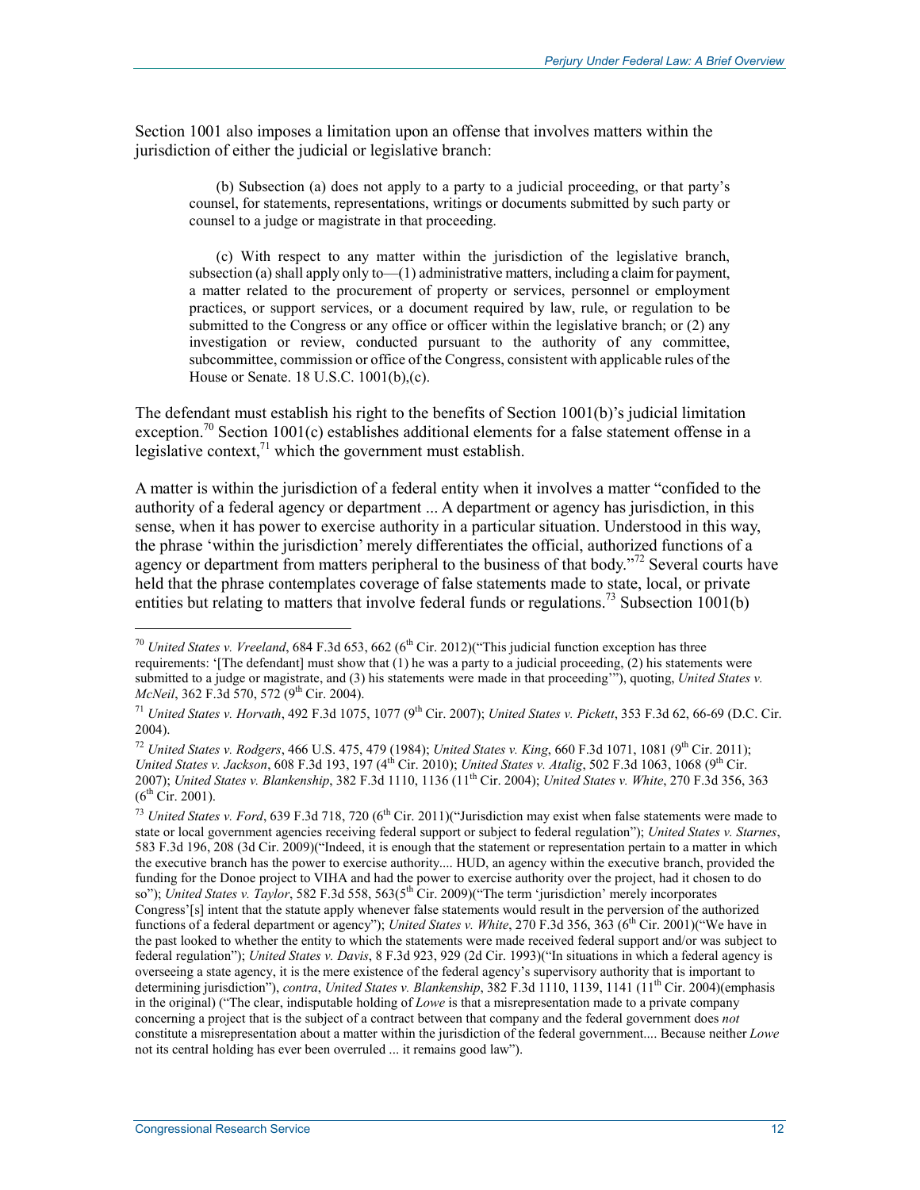Section 1001 also imposes a limitation upon an offense that involves matters within the jurisdiction of either the judicial or legislative branch:

> (b) Subsection (a) does not apply to a party to a judicial proceeding, or that party's counsel, for statements, representations, writings or documents submitted by such party or counsel to a judge or magistrate in that proceeding.
>
> (c) With respect to any matter within the jurisdiction of the legislative branch, subsection (a) shall apply only to—(1) administrative matters, including a claim for payment, a matter related to the procurement of property or services, personnel or employment practices, or support services, or a document required by law, rule, or regulation to be submitted to the Congress or any office or officer within the legislative branch; or (2) any investigation or review, conducted pursuant to the authority of any committee, subcommittee, commission or office of the Congress, consistent with applicable rules of the House or Senate. 18 U.S.C. 1001(b),(c).

The defendant must establish his right to the benefits of Section 1001(b)'s judicial limitation exception.[70] Section 1001(c) establishes additional elements for a false statement offense in a legislative context,[71] which the government must establish.

A matter is within the jurisdiction of a federal entity when it involves a matter "confided to the authority of a federal agency or department ... A department or agency has jurisdiction, in this sense, when it has power to exercise authority in a particular situation. Understood in this way, the phrase 'within the jurisdiction' merely differentiates the official, authorized functions of a agency or department from matters peripheral to the business of that body."[72] Several courts have held that the phrase contemplates coverage of false statements made to state, local, or private entities but relating to matters that involve federal funds or regulations.[73] Subsection 1001(b)

---

[70] *United States v. Vreeland*, 684 F.3d 653, 662 (6th Cir. 2012)("This judicial function exception has three requirements: '[The defendant] must show that (1) he was a party to a judicial proceeding, (2) his statements were submitted to a judge or magistrate, and (3) his statements were made in that proceeding'"), quoting, *United States v. McNeil*, 362 F.3d 570, 572 (9th Cir. 2004).

[71] *United States v. Horvath*, 492 F.3d 1075, 1077 (9th Cir. 2007); *United States v. Pickett*, 353 F.3d 62, 66-69 (D.C. Cir. 2004).

[72] *United States v. Rodgers*, 466 U.S. 475, 479 (1984); *United States v. King*, 660 F.3d 1071, 1081 (9th Cir. 2011); *United States v. Jackson*, 608 F.3d 193, 197 (4th Cir. 2010); *United States v. Atalig*, 502 F.3d 1063, 1068 (9th Cir. 2007); *United States v. Blankenship*, 382 F.3d 1110, 1136 (11th Cir. 2004); *United States v. White*, 270 F.3d 356, 363 (6th Cir. 2001).

[73] *United States v. Ford*, 639 F.3d 718, 720 (6th Cir. 2011)("Jurisdiction may exist when false statements were made to state or local government agencies receiving federal support or subject to federal regulation"); *United States v. Starnes*, 583 F.3d 196, 208 (3d Cir. 2009)("Indeed, it is enough that the statement or representation pertain to a matter in which the executive branch has the power to exercise authority.... HUD, an agency within the executive branch, provided the funding for the Donoe project to VIHA and had the power to exercise authority over the project, had it chosen to do so"); *United States v. Taylor*, 582 F.3d 558, 563(5th Cir. 2009)("The term 'jurisdiction' merely incorporates Congress'[s] intent that the statute apply whenever false statements would result in the perversion of the authorized functions of a federal department or agency"); *United States v. White*, 270 F.3d 356, 363 (6th Cir. 2001)("We have in the past looked to whether the entity to which the statements were made received federal support and/or was subject to federal regulation"); *United States v. Davis*, 8 F.3d 923, 929 (2d Cir. 1993)("In situations in which a federal agency is overseeing a state agency, it is the mere existence of the federal agency's supervisory authority that is important to determining jurisdiction"), *contra*, *United States v. Blankenship*, 382 F.3d 1110, 1139, 1141 (11th Cir. 2004)(emphasis in the original) ("The clear, indisputable holding of *Lowe* is that a misrepresentation made to a private company concerning a project that is the subject of a contract between that company and the federal government does *not* constitute a misrepresentation about a matter within the jurisdiction of the federal government.... Because neither *Lowe* not its central holding has ever been overruled ... it remains good law").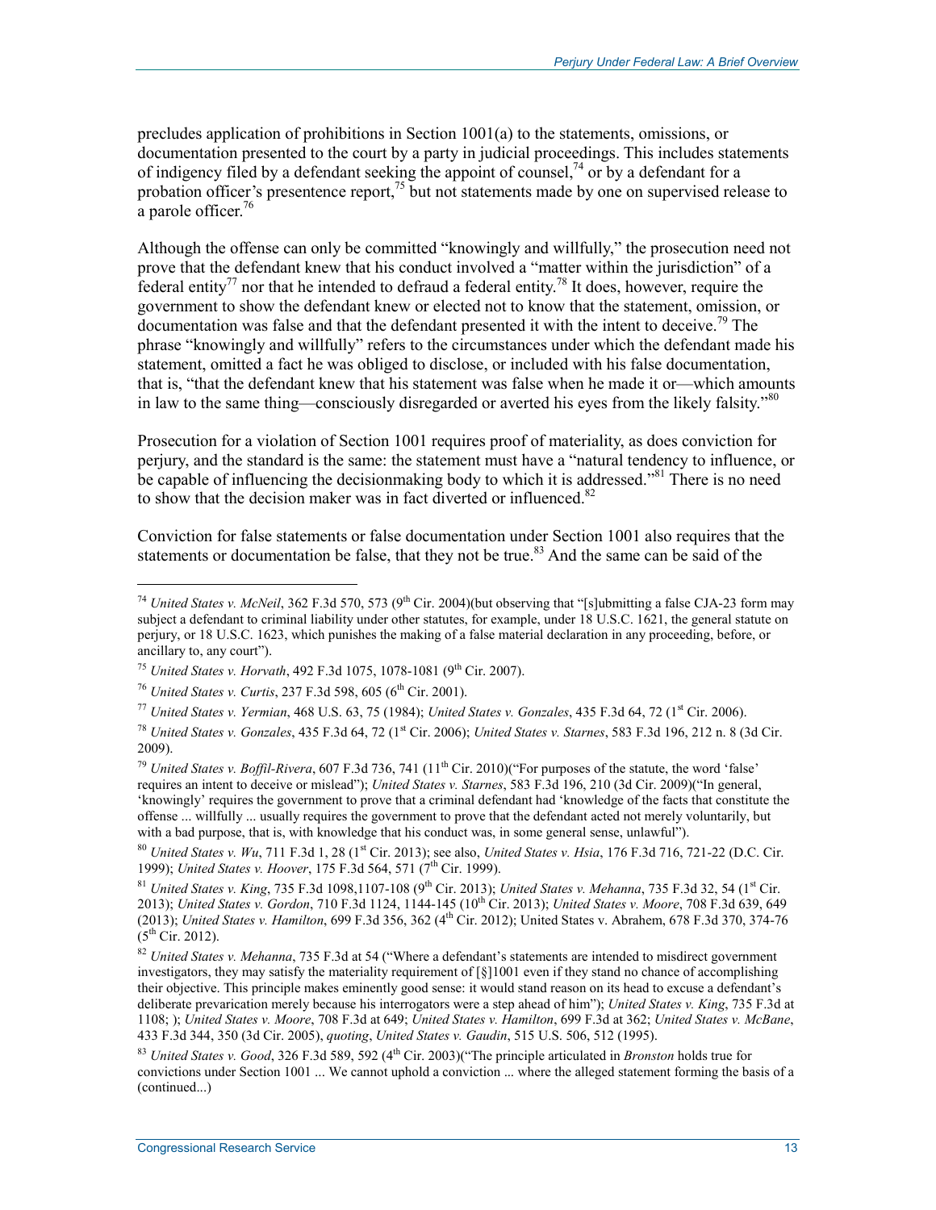precludes application of prohibitions in Section 1001(a) to the statements, omissions, or documentation presented to the court by a party in judicial proceedings. This includes statements of indigency filed by a defendant seeking the appoint of counsel,[74] or by a defendant for a probation officer's presentence report,[75] but not statements made by one on supervised release to a parole officer.[76]

Although the offense can only be committed "knowingly and willfully," the prosecution need not prove that the defendant knew that his conduct involved a "matter within the jurisdiction" of a federal entity[77] nor that he intended to defraud a federal entity.[78] It does, however, require the government to show the defendant knew or elected not to know that the statement, omission, or documentation was false and that the defendant presented it with the intent to deceive.[79] The phrase "knowingly and willfully" refers to the circumstances under which the defendant made his statement, omitted a fact he was obliged to disclose, or included with his false documentation, that is, "that the defendant knew that his statement was false when he made it or—which amounts in law to the same thing—consciously disregarded or averted his eyes from the likely falsity."[80]

Prosecution for a violation of Section 1001 requires proof of materiality, as does conviction for perjury, and the standard is the same: the statement must have a "natural tendency to influence, or be capable of influencing the decisionmaking body to which it is addressed."[81] There is no need to show that the decision maker was in fact diverted or influenced.[82]

Conviction for false statements or false documentation under Section 1001 also requires that the statements or documentation be false, that they not be true.[83] And the same can be said of the

---

[74] *United States v. McNeil*, 362 F.3d 570, 573 (9th Cir. 2004)(but observing that "[s]ubmitting a false CJA-23 form may subject a defendant to criminal liability under other statutes, for example, under 18 U.S.C. 1621, the general statute on perjury, or 18 U.S.C. 1623, which punishes the making of a false material declaration in any proceeding, before, or ancillary to, any court").

[75] *United States v. Horvath*, 492 F.3d 1075, 1078-1081 (9th Cir. 2007).

[76] *United States v. Curtis*, 237 F.3d 598, 605 (6th Cir. 2001).

[77] *United States v. Yermian*, 468 U.S. 63, 75 (1984); *United States v. Gonzales*, 435 F.3d 64, 72 (1st Cir. 2006).

[78] *United States v. Gonzales*, 435 F.3d 64, 72 (1st Cir. 2006); *United States v. Starnes*, 583 F.3d 196, 212 n. 8 (3d Cir. 2009).

[79] *United States v. Boffil-Rivera*, 607 F.3d 736, 741 (11th Cir. 2010)("For purposes of the statute, the word 'false' requires an intent to deceive or mislead"); *United States v. Starnes*, 583 F.3d 196, 210 (3d Cir. 2009)("In general, 'knowingly' requires the government to prove that a criminal defendant had 'knowledge of the facts that constitute the offense ... willfully ... usually requires the government to prove that the defendant acted not merely voluntarily, but with a bad purpose, that is, with knowledge that his conduct was, in some general sense, unlawful").

[80] *United States v. Wu*, 711 F.3d 1, 28 (1st Cir. 2013); see also, *United States v. Hsia*, 176 F.3d 716, 721-22 (D.C. Cir. 1999); *United States v. Hoover*, 175 F.3d 564, 571 (7th Cir. 1999).

[81] *United States v. King*, 735 F.3d 1098,1107-108 (9th Cir. 2013); *United States v. Mehanna*, 735 F.3d 32, 54 (1st Cir. 2013); *United States v. Gordon*, 710 F.3d 1124, 1144-145 (10th Cir. 2013); *United States v. Moore*, 708 F.3d 639, 649 (2013); *United States v. Hamilton*, 699 F.3d 356, 362 (4th Cir. 2012); United States v. Abrahem, 678 F.3d 370, 374-76 (5th Cir. 2012).

[82] *United States v. Mehanna*, 735 F.3d at 54 ("Where a defendant's statements are intended to misdirect government investigators, they may satisfy the materiality requirement of [§]1001 even if they stand no chance of accomplishing their objective. This principle makes eminently good sense: it would stand reason on its head to excuse a defendant's deliberate prevarication merely because his interrogators were a step ahead of him"); *United States v. King*, 735 F.3d at 1108; ); *United States v. Moore*, 708 F.3d at 649; *United States v. Hamilton*, 699 F.3d at 362; *United States v. McBane*, 433 F.3d 344, 350 (3d Cir. 2005), *quoting*, *United States v. Gaudin*, 515 U.S. 506, 512 (1995).

[83] *United States v. Good*, 326 F.3d 589, 592 (4th Cir. 2003)("The principle articulated in *Bronston* holds true for convictions under Section 1001 ... We cannot uphold a conviction ... where the alleged statement forming the basis of a (continued...)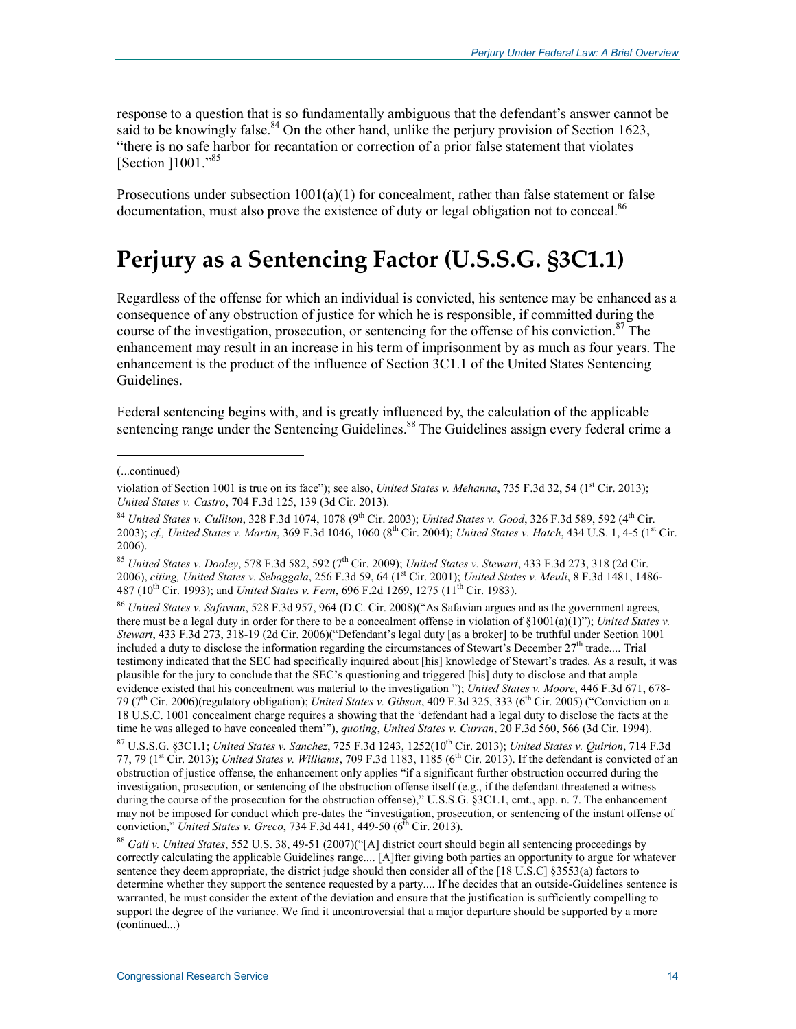response to a question that is so fundamentally ambiguous that the defendant's answer cannot be said to be knowingly false.[84] On the other hand, unlike the perjury provision of Section 1623, "there is no safe harbor for recantation or correction of a prior false statement that violates [Section ]1001."[85]

Prosecutions under subsection 1001(a)(1) for concealment, rather than false statement or false documentation, must also prove the existence of duty or legal obligation not to conceal.[86]

# Perjury as a Sentencing Factor (U.S.S.G. §3C1.1)

Regardless of the offense for which an individual is convicted, his sentence may be enhanced as a consequence of any obstruction of justice for which he is responsible, if committed during the course of the investigation, prosecution, or sentencing for the offense of his conviction.[87] The enhancement may result in an increase in his term of imprisonment by as much as four years. The enhancement is the product of the influence of Section 3C1.1 of the United States Sentencing Guidelines.

Federal sentencing begins with, and is greatly influenced by, the calculation of the applicable sentencing range under the Sentencing Guidelines.[88] The Guidelines assign every federal crime a

---

(...continued)

violation of Section 1001 is true on its face"); see also, *United States v. Mehanna*, 735 F.3d 32, 54 (1st Cir. 2013); *United States v. Castro*, 704 F.3d 125, 139 (3d Cir. 2013).

[84] *United States v. Culliton*, 328 F.3d 1074, 1078 (9th Cir. 2003); *United States v. Good*, 326 F.3d 589, 592 (4th Cir. 2003); *cf., United States v. Martin*, 369 F.3d 1046, 1060 (8th Cir. 2004); *United States v. Hatch*, 434 U.S. 1, 4-5 (1st Cir. 2006).

[85] *United States v. Dooley*, 578 F.3d 582, 592 (7th Cir. 2009); *United States v. Stewart*, 433 F.3d 273, 318 (2d Cir. 2006), *citing, United States v. Sebaggala*, 256 F.3d 59, 64 (1st Cir. 2001); *United States v. Meuli*, 8 F.3d 1481, 1486-487 (10th Cir. 1993); and *United States v. Fern*, 696 F.2d 1269, 1275 (11th Cir. 1983).

[86] *United States v. Safavian*, 528 F.3d 957, 964 (D.C. Cir. 2008)("As Safavian argues and as the government agrees, there must be a legal duty in order for there to be a concealment offense in violation of §1001(a)(1)"); *United States v. Stewart*, 433 F.3d 273, 318-19 (2d Cir. 2006)("Defendant's legal duty [as a broker] to be truthful under Section 1001 included a duty to disclose the information regarding the circumstances of Stewart's December 27th trade.... Trial testimony indicated that the SEC had specifically inquired about [his] knowledge of Stewart's trades. As a result, it was plausible for the jury to conclude that the SEC's questioning and triggered [his] duty to disclose and that ample evidence existed that his concealment was material to the investigation "); *United States v. Moore*, 446 F.3d 671, 678-79 (7th Cir. 2006)(regulatory obligation); *United States v. Gibson*, 409 F.3d 325, 333 (6th Cir. 2005) ("Conviction on a 18 U.S.C. 1001 concealment charge requires a showing that the 'defendant had a legal duty to disclose the facts at the time he was alleged to have concealed them'"), *quoting*, *United States v. Curran*, 20 F.3d 560, 566 (3d Cir. 1994).

[87] U.S.S.G. §3C1.1; *United States v. Sanchez*, 725 F.3d 1243, 1252(10th Cir. 2013); *United States v. Quirion*, 714 F.3d 77, 79 (1st Cir. 2013); *United States v. Williams*, 709 F.3d 1183, 1185 (6th Cir. 2013). If the defendant is convicted of an obstruction of justice offense, the enhancement only applies "if a significant further obstruction occurred during the investigation, prosecution, or sentencing of the obstruction offense itself (e.g., if the defendant threatened a witness during the course of the prosecution for the obstruction offense)," U.S.S.G. §3C1.1, cmt., app. n. 7. The enhancement may not be imposed for conduct which pre-dates the "investigation, prosecution, or sentencing of the instant offense of conviction," *United States v. Greco*, 734 F.3d 441, 449-50 (6th Cir. 2013).

[88] *Gall v. United States*, 552 U.S. 38, 49-51 (2007)("[A] district court should begin all sentencing proceedings by correctly calculating the applicable Guidelines range.... [A]fter giving both parties an opportunity to argue for whatever sentence they deem appropriate, the district judge should then consider all of the [18 U.S.C] §3553(a) factors to determine whether they support the sentence requested by a party.... If he decides that an outside-Guidelines sentence is warranted, he must consider the extent of the deviation and ensure that the justification is sufficiently compelling to support the degree of the variance. We find it uncontroversial that a major departure should be supported by a more (continued...)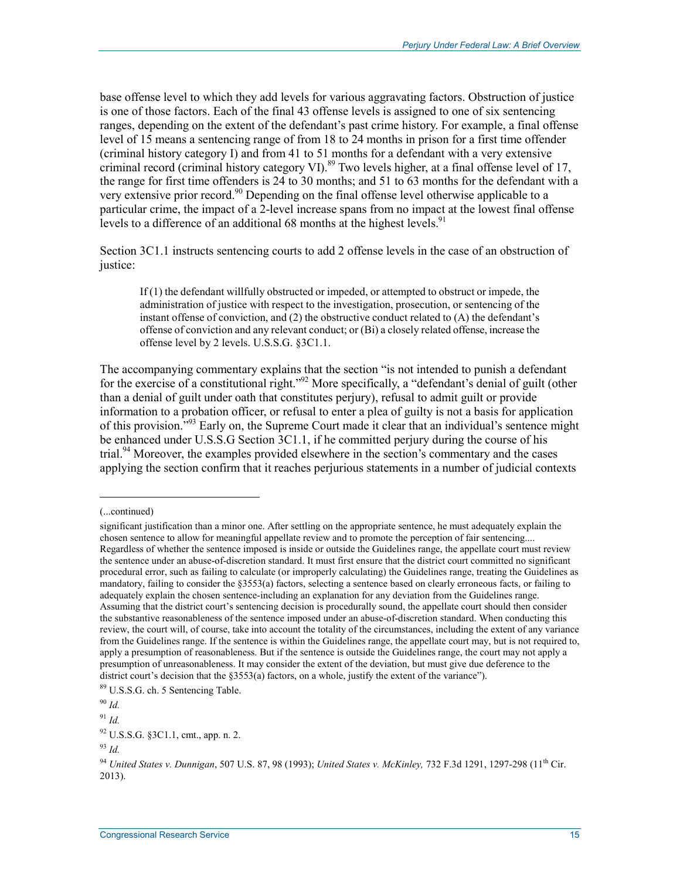base offense level to which they add levels for various aggravating factors. Obstruction of justice is one of those factors. Each of the final 43 offense levels is assigned to one of six sentencing ranges, depending on the extent of the defendant's past crime history. For example, a final offense level of 15 means a sentencing range of from 18 to 24 months in prison for a first time offender (criminal history category I) and from 41 to 51 months for a defendant with a very extensive criminal record (criminal history category VI).[89] Two levels higher, at a final offense level of 17, the range for first time offenders is 24 to 30 months; and 51 to 63 months for the defendant with a very extensive prior record.[90] Depending on the final offense level otherwise applicable to a particular crime, the impact of a 2-level increase spans from no impact at the lowest final offense levels to a difference of an additional 68 months at the highest levels.[91]

Section 3C1.1 instructs sentencing courts to add 2 offense levels in the case of an obstruction of justice:

> If (1) the defendant willfully obstructed or impeded, or attempted to obstruct or impede, the administration of justice with respect to the investigation, prosecution, or sentencing of the instant offense of conviction, and (2) the obstructive conduct related to (A) the defendant's offense of conviction and any relevant conduct; or (Bi) a closely related offense, increase the offense level by 2 levels. U.S.S.G. §3C1.1.

The accompanying commentary explains that the section "is not intended to punish a defendant for the exercise of a constitutional right."[92] More specifically, a "defendant's denial of guilt (other than a denial of guilt under oath that constitutes perjury), refusal to admit guilt or provide information to a probation officer, or refusal to enter a plea of guilty is not a basis for application of this provision."[93] Early on, the Supreme Court made it clear that an individual's sentence might be enhanced under U.S.S.G Section 3C1.1, if he committed perjury during the course of his trial.[94] Moreover, the examples provided elsewhere in the section's commentary and the cases applying the section confirm that it reaches perjurious statements in a number of judicial contexts

---

(...continued)

significant justification than a minor one. After settling on the appropriate sentence, he must adequately explain the chosen sentence to allow for meaningful appellate review and to promote the perception of fair sentencing.... Regardless of whether the sentence imposed is inside or outside the Guidelines range, the appellate court must review the sentence under an abuse-of-discretion standard. It must first ensure that the district court committed no significant procedural error, such as failing to calculate (or improperly calculating) the Guidelines range, treating the Guidelines as mandatory, failing to consider the §3553(a) factors, selecting a sentence based on clearly erroneous facts, or failing to adequately explain the chosen sentence-including an explanation for any deviation from the Guidelines range. Assuming that the district court's sentencing decision is procedurally sound, the appellate court should then consider the substantive reasonableness of the sentence imposed under an abuse-of-discretion standard. When conducting this review, the court will, of course, take into account the totality of the circumstances, including the extent of any variance from the Guidelines range. If the sentence is within the Guidelines range, the appellate court may, but is not required to, apply a presumption of reasonableness. But if the sentence is outside the Guidelines range, the court may not apply a presumption of unreasonableness. It may consider the extent of the deviation, but must give due deference to the district court's decision that the §3553(a) factors, on a whole, justify the extent of the variance").

[89] U.S.S.G. ch. 5 Sentencing Table.

[90] *Id.*

[91] *Id.*

[92] U.S.S.G. §3C1.1, cmt., app. n. 2.

[93] *Id.*

[94] *United States v. Dunnigan*, 507 U.S. 87, 98 (1993); *United States v. McKinley,* 732 F.3d 1291, 1297-298 (11th Cir. 2013).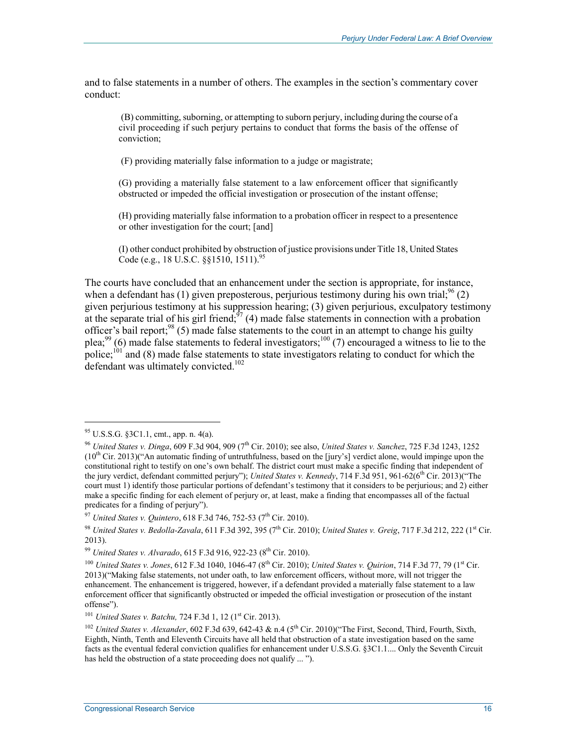and to false statements in a number of others. The examples in the section's commentary cover conduct:

> (B) committing, suborning, or attempting to suborn perjury, including during the course of a civil proceeding if such perjury pertains to conduct that forms the basis of the offense of conviction;
>
> (F) providing materially false information to a judge or magistrate;
>
> (G) providing a materially false statement to a law enforcement officer that significantly obstructed or impeded the official investigation or prosecution of the instant offense;
>
> (H) providing materially false information to a probation officer in respect to a presentence or other investigation for the court; [and]
>
> (I) other conduct prohibited by obstruction of justice provisions under Title 18, United States Code (e.g., 18 U.S.C. §§1510, 1511).[95]

The courts have concluded that an enhancement under the section is appropriate, for instance, when a defendant has (1) given preposterous, perjurious testimony during his own trial;[96] (2) given perjurious testimony at his suppression hearing; (3) given perjurious, exculpatory testimony at the separate trial of his girl friend;[97] (4) made false statements in connection with a probation officer's bail report;[98] (5) made false statements to the court in an attempt to change his guilty plea;[99] (6) made false statements to federal investigators;[100] (7) encouraged a witness to lie to the police;[101] and (8) made false statements to state investigators relating to conduct for which the defendant was ultimately convicted.[102]

---

[95] U.S.S.G. §3C1.1, cmt., app. n. 4(a).

[96] *United States v. Dinga*, 609 F.3d 904, 909 (7th Cir. 2010); see also, *United States v. Sanchez*, 725 F.3d 1243, 1252 (10th Cir. 2013)("An automatic finding of untruthfulness, based on the [jury's] verdict alone, would impinge upon the constitutional right to testify on one's own behalf. The district court must make a specific finding that independent of the jury verdict, defendant committed perjury"); *United States v. Kennedy*, 714 F.3d 951, 961-62(6th Cir. 2013)("The court must 1) identify those particular portions of defendant's testimony that it considers to be perjurious; and 2) either make a specific finding for each element of perjury or, at least, make a finding that encompasses all of the factual predicates for a finding of perjury").

[97] *United States v. Quintero*, 618 F.3d 746, 752-53 (7th Cir. 2010).

[98] *United States v. Bedolla-Zavala*, 611 F.3d 392, 395 (7th Cir. 2010); *United States v. Greig*, 717 F.3d 212, 222 (1st Cir. 2013).

[99] *United States v. Alvarado*, 615 F.3d 916, 922-23 (8th Cir. 2010).

[100] *United States v. Jones*, 612 F.3d 1040, 1046-47 (8th Cir. 2010); *United States v. Quirion*, 714 F.3d 77, 79 (1st Cir. 2013)("Making false statements, not under oath, to law enforcement officers, without more, will not trigger the enhancement. The enhancement is triggered, however, if a defendant provided a materially false statement to a law enforcement officer that significantly obstructed or impeded the official investigation or prosecution of the instant offense").

[101] *United States v. Batchu,* 724 F.3d 1, 12 (1st Cir. 2013).

[102] *United States v. Alexander*, 602 F.3d 639, 642-43 & n.4 (5th Cir. 2010)("The First, Second, Third, Fourth, Sixth, Eighth, Ninth, Tenth and Eleventh Circuits have all held that obstruction of a state investigation based on the same facts as the eventual federal conviction qualifies for enhancement under U.S.S.G. §3C1.1.... Only the Seventh Circuit has held the obstruction of a state proceeding does not qualify ... ").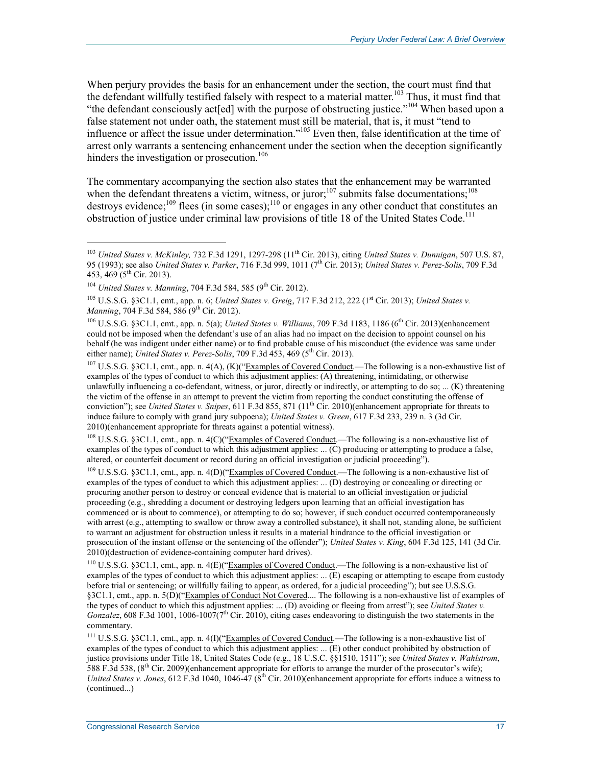When perjury provides the basis for an enhancement under the section, the court must find that the defendant willfully testified falsely with respect to a material matter.[103] Thus, it must find that "the defendant consciously act[ed] with the purpose of obstructing justice."[104] When based upon a false statement not under oath, the statement must still be material, that is, it must "tend to influence or affect the issue under determination."[105] Even then, false identification at the time of arrest only warrants a sentencing enhancement under the section when the deception significantly hinders the investigation or prosecution.[106]

The commentary accompanying the section also states that the enhancement may be warranted when the defendant threatens a victim, witness, or juror;[107] submits false documentations;[108] destroys evidence;[109] flees (in some cases);[110] or engages in any other conduct that constitutes an obstruction of justice under criminal law provisions of title 18 of the United States Code.[111]

---

[103] *United States v. McKinley,* 732 F.3d 1291, 1297-298 (11th Cir. 2013), citing *United States v. Dunnigan*, 507 U.S. 87, 95 (1993); see also *United States v. Parker*, 716 F.3d 999, 1011 (7th Cir. 2013); *United States v. Perez-Solis*, 709 F.3d 453, 469 (5th Cir. 2013).

[104] *United States v. Manning*, 704 F.3d 584, 585 (9th Cir. 2012).

[105] U.S.S.G. §3C1.1, cmt., app. n. 6; *United States v. Greig*, 717 F.3d 212, 222 (1st Cir. 2013); *United States v. Manning*, 704 F.3d 584, 586 (9th Cir. 2012).

[106] U.S.S.G. §3C1.1, cmt., app. n. 5(a); *United States v. Williams*, 709 F.3d 1183, 1186 (6th Cir. 2013)(enhancement could not be imposed when the defendant's use of an alias had no impact on the decision to appoint counsel on his behalf (he was indigent under either name) or to find probable cause of his misconduct (the evidence was same under either name); *United States v. Perez-Solis*, 709 F.3d 453, 469 (5th Cir. 2013).

[107] U.S.S.G. §3C1.1, cmt., app. n. 4(A), (K)("Examples of Covered Conduct.—The following is a non-exhaustive list of examples of the types of conduct to which this adjustment applies: (A) threatening, intimidating, or otherwise unlawfully influencing a co-defendant, witness, or juror, directly or indirectly, or attempting to do so; ... (K) threatening the victim of the offense in an attempt to prevent the victim from reporting the conduct constituting the offense of conviction"); see *United States v. Snipes*, 611 F.3d 855, 871 (11th Cir. 2010)(enhancement appropriate for threats to induce failure to comply with grand jury subpoena); *United States v. Green*, 617 F.3d 233, 239 n. 3 (3d Cir. 2010)(enhancement appropriate for threats against a potential witness).

[108] U.S.S.G. §3C1.1, cmt., app. n. 4(C)("Examples of Covered Conduct.—The following is a non-exhaustive list of examples of the types of conduct to which this adjustment applies: ... (C) producing or attempting to produce a false, altered, or counterfeit document or record during an official investigation or judicial proceeding").

[109] U.S.S.G. §3C1.1, cmt., app. n. 4(D)("Examples of Covered Conduct.—The following is a non-exhaustive list of examples of the types of conduct to which this adjustment applies: ... (D) destroying or concealing or directing or procuring another person to destroy or conceal evidence that is material to an official investigation or judicial proceeding (e.g., shredding a document or destroying ledgers upon learning that an official investigation has commenced or is about to commence), or attempting to do so; however, if such conduct occurred contemporaneously with arrest (e.g., attempting to swallow or throw away a controlled substance), it shall not, standing alone, be sufficient to warrant an adjustment for obstruction unless it results in a material hindrance to the official investigation or prosecution of the instant offense or the sentencing of the offender"); *United States v. King*, 604 F.3d 125, 141 (3d Cir. 2010)(destruction of evidence-containing computer hard drives).

[110] U.S.S.G. §3C1.1, cmt., app. n. 4(E)("Examples of Covered Conduct.—The following is a non-exhaustive list of examples of the types of conduct to which this adjustment applies: ... (E) escaping or attempting to escape from custody before trial or sentencing; or willfully failing to appear, as ordered, for a judicial proceeding"); but see U.S.S.G. §3C1.1, cmt., app. n. 5(D)("Examples of Conduct Not Covered.... The following is a non-exhaustive list of examples of the types of conduct to which this adjustment applies: ... (D) avoiding or fleeing from arrest"); see *United States v. Gonzalez*, 608 F.3d 1001, 1006-1007(7th Cir. 2010), citing cases endeavoring to distinguish the two statements in the commentary.

[111] U.S.S.G. §3C1.1, cmt., app. n. 4(I)("Examples of Covered Conduct.—The following is a non-exhaustive list of examples of the types of conduct to which this adjustment applies: ... (E) other conduct prohibited by obstruction of justice provisions under Title 18, United States Code (e.g., 18 U.S.C. §§1510, 1511"); see *United States v. Wahlstrom*, 588 F.3d 538, (8th Cir. 2009)(enhancement appropriate for efforts to arrange the murder of the prosecutor's wife); *United States v. Jones*, 612 F.3d 1040, 1046-47 (8th Cir. 2010)(enhancement appropriate for efforts induce a witness to (continued...)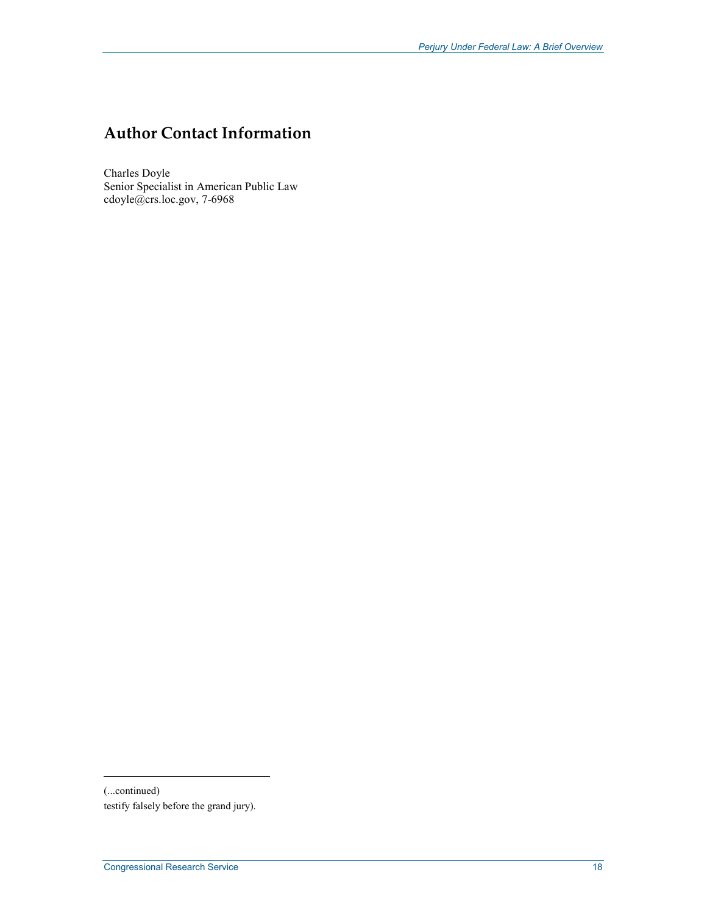## Author Contact Information

Charles Doyle
Senior Specialist in American Public Law
cdoyle@crs.loc.gov, 7-6968

(...continued)
testify falsely before the grand jury).